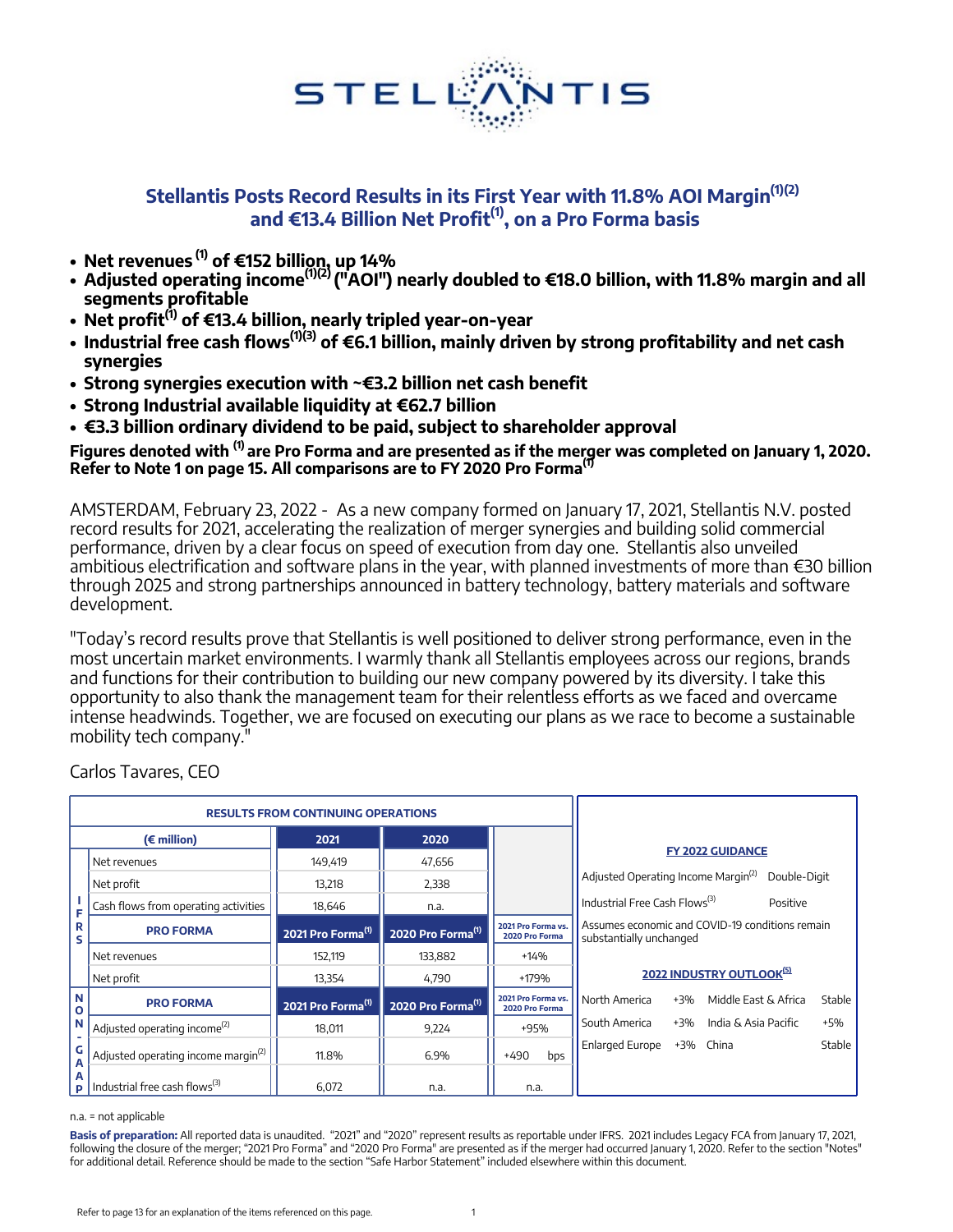# Stellantis Posts Record Results in its First Year with 11.8% AOI Margin[(1)(2)] and €13.4 Billion Net Profit[(1)], on a Pro Forma basis

- **Net revenues [(1)] of €152 billion, up 14%**
- **Adjusted operating income[(1)(2)] ("AOI") nearly doubled to €18.0 billion, with 11.8% margin and all segments profitable**
- **Net profit[(1)] of €13.4 billion, nearly tripled year-on-year**
- **Industrial free cash flows[(1)(3)] of €6.1 billion, mainly driven by strong profitability and net cash synergies**
- **Strong synergies execution with ~€3.2 billion net cash benefit**
- **Strong Industrial available liquidity at €62.7 billion**
- **€3.3 billion ordinary dividend to be paid, subject to shareholder approval**

**Figures denoted with [(1)] are Pro Forma and are presented as if the merger was completed on January 1, 2020. Refer to Note 1 on page 15. All comparisons are to FY 2020 Pro Forma[(1)]**

AMSTERDAM, February 23, 2022 - As a new company formed on January 17, 2021, Stellantis N.V. posted record results for 2021, accelerating the realization of merger synergies and building solid commercial performance, driven by a clear focus on speed of execution from day one. Stellantis also unveiled ambitious electrification and software plans in the year, with planned investments of more than €30 billion through 2025 and strong partnerships announced in battery technology, battery materials and software development.

"Today's record results prove that Stellantis is well positioned to deliver strong performance, even in the most uncertain market environments. I warmly thank all Stellantis employees across our regions, brands and functions for their contribution to building our new company powered by its diversity. I take this opportunity to also thank the management team for their relentless efforts as we faced and overcame intense headwinds. Together, we are focused on executing our plans as we race to become a sustainable mobility tech company."

Carlos Tavares, CEO

**RESULTS FROM CONTINUING OPERATIONS**

| | (€ million) | 2021 | 2020 | |
|---|---|---|---|---|
| IFRS | Net revenues | 149,419 | 47,656 | |
| IFRS | Net profit | 13,218 | 2,338 | |
| IFRS | Cash flows from operating activities | 18,646 | n.a. | |
| IFRS | **PRO FORMA** | **2021 Pro Forma[(1)]** | **2020 Pro Forma[(1)]** | **2021 Pro Forma vs. 2020 Pro Forma** |
| IFRS | Net revenues | 152,119 | 133,882 | +14% |
| IFRS | Net profit | 13,354 | 4,790 | +179% |
| NON-GAAP | **PRO FORMA** | **2021 Pro Forma[(1)]** | **2020 Pro Forma[(1)]** | **2021 Pro Forma vs. 2020 Pro Forma** |
| NON-GAAP | Adjusted operating income[(2)] | 18,011 | 9,224 | +95% |
| NON-GAAP | Adjusted operating income margin[(2)] | 11.8% | 6.9% | +490 bps |
| NON-GAAP | Industrial free cash flows[(3)] | 6,072 | n.a. | n.a. |

**FY 2022 GUIDANCE**

| | |
|---|---|
| Adjusted Operating Income Margin[(2)] | Double-Digit |
| Industrial Free Cash Flows[(3)] | Positive |

Assumes economic and COVID-19 conditions remain substantially unchanged

**2022 INDUSTRY OUTLOOK[(5)]**

| | | | |
|---|---|---|---|
| North America | +3% | Middle East & Africa | Stable |
| South America | +3% | India & Asia Pacific | +5% |
| Enlarged Europe | +3% | China | Stable |

n.a. = not applicable

**Basis of preparation:** All reported data is unaudited. "2021" and "2020" represent results as reportable under IFRS. 2021 includes Legacy FCA from January 17, 2021, following the closure of the merger; "2021 Pro Forma" and "2020 Pro Forma" are presented as if the merger had occurred January 1, 2020. Refer to the section "Notes" for additional detail. Reference should be made to the section "Safe Harbor Statement" included elsewhere within this document.

Refer to page 13 for an explanation of the items referenced on this page.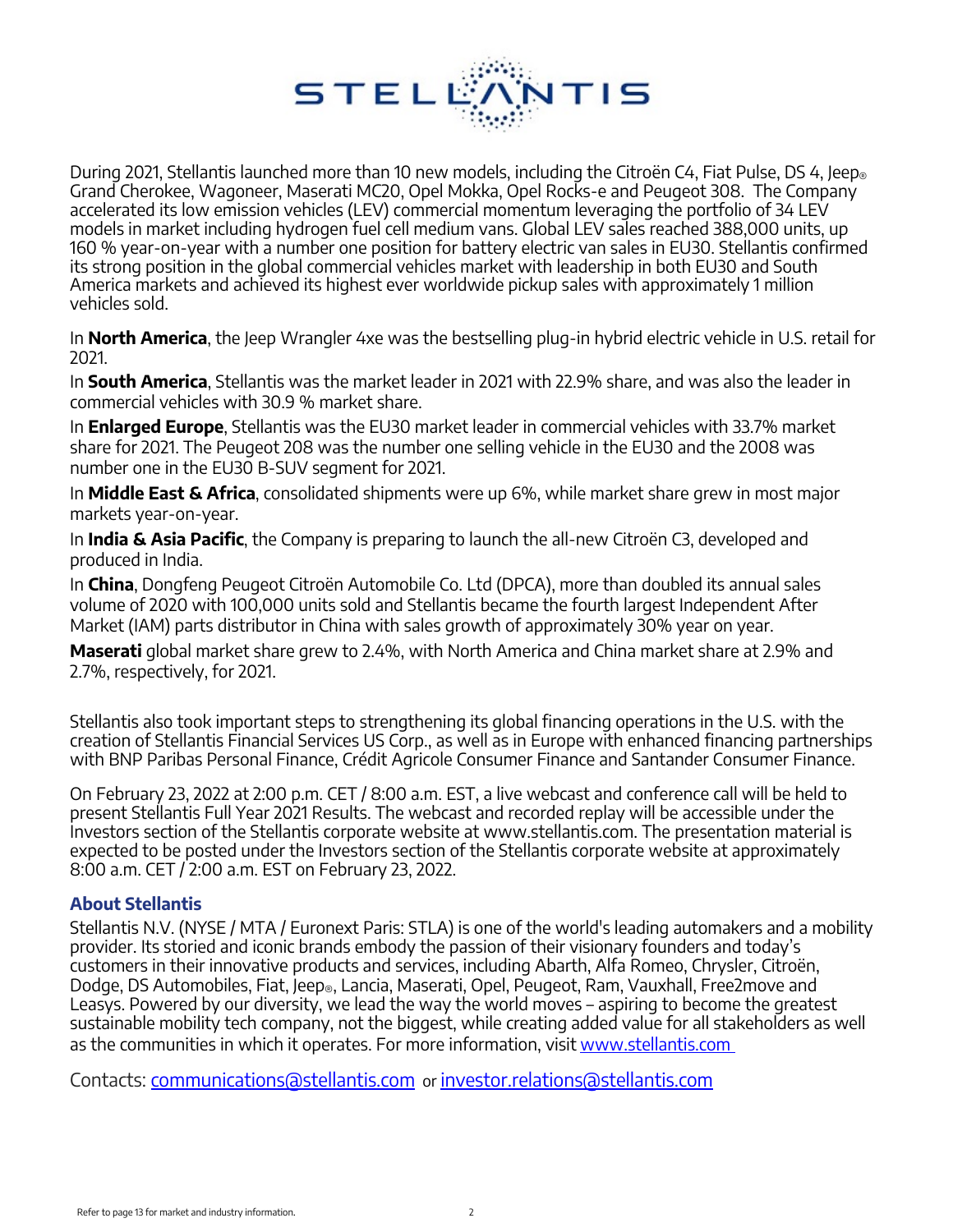During 2021, Stellantis launched more than 10 new models, including the Citroën C4, Fiat Pulse, DS 4, Jeep® Grand Cherokee, Wagoneer, Maserati MC20, Opel Mokka, Opel Rocks-e and Peugeot 308. The Company accelerated its low emission vehicles (LEV) commercial momentum leveraging the portfolio of 34 LEV models in market including hydrogen fuel cell medium vans. Global LEV sales reached 388,000 units, up 160 % year-on-year with a number one position for battery electric van sales in EU30. Stellantis confirmed its strong position in the global commercial vehicles market with leadership in both EU30 and South America markets and achieved its highest ever worldwide pickup sales with approximately 1 million vehicles sold.

In **North America**, the Jeep Wrangler 4xe was the bestselling plug-in hybrid electric vehicle in U.S. retail for 2021.

In **South America**, Stellantis was the market leader in 2021 with 22.9% share, and was also the leader in commercial vehicles with 30.9 % market share.

In **Enlarged Europe**, Stellantis was the EU30 market leader in commercial vehicles with 33.7% market share for 2021. The Peugeot 208 was the number one selling vehicle in the EU30 and the 2008 was number one in the EU30 B-SUV segment for 2021.

In **Middle East & Africa**, consolidated shipments were up 6%, while market share grew in most major markets year-on-year.

In **India & Asia Pacific**, the Company is preparing to launch the all-new Citroën C3, developed and produced in India.

In **China**, Dongfeng Peugeot Citroën Automobile Co. Ltd (DPCA), more than doubled its annual sales volume of 2020 with 100,000 units sold and Stellantis became the fourth largest Independent After Market (IAM) parts distributor in China with sales growth of approximately 30% year on year.

**Maserati** global market share grew to 2.4%, with North America and China market share at 2.9% and 2.7%, respectively, for 2021.

Stellantis also took important steps to strengthening its global financing operations in the U.S. with the creation of Stellantis Financial Services US Corp., as well as in Europe with enhanced financing partnerships with BNP Paribas Personal Finance, Crédit Agricole Consumer Finance and Santander Consumer Finance.

On February 23, 2022 at 2:00 p.m. CET / 8:00 a.m. EST, a live webcast and conference call will be held to present Stellantis Full Year 2021 Results. The webcast and recorded replay will be accessible under the Investors section of the Stellantis corporate website at www.stellantis.com. The presentation material is expected to be posted under the Investors section of the Stellantis corporate website at approximately 8:00 a.m. CET / 2:00 a.m. EST on February 23, 2022.

## About Stellantis

Stellantis N.V. (NYSE / MTA / Euronext Paris: STLA) is one of the world's leading automakers and a mobility provider. Its storied and iconic brands embody the passion of their visionary founders and today's customers in their innovative products and services, including Abarth, Alfa Romeo, Chrysler, Citroën, Dodge, DS Automobiles, Fiat, Jeep®, Lancia, Maserati, Opel, Peugeot, Ram, Vauxhall, Free2move and Leasys. Powered by our diversity, we lead the way the world moves – aspiring to become the greatest sustainable mobility tech company, not the biggest, while creating added value for all stakeholders as well as the communities in which it operates. For more information, visit [www.stellantis.com](www.stellantis.com)

Contacts: [communications@stellantis.com](mailto:communications@stellantis.com) or [investor.relations@stellantis.com](mailto:investor.relations@stellantis.com)

Refer to page 13 for market and industry information.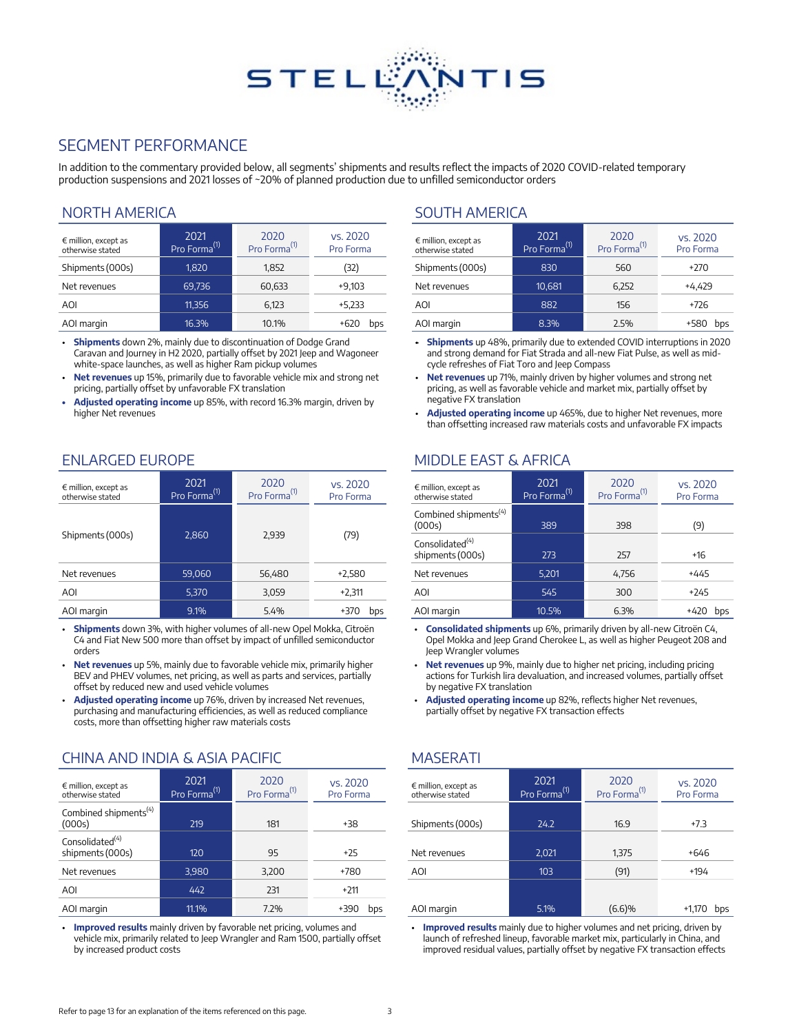## SEGMENT PERFORMANCE

In addition to the commentary provided below, all segments' shipments and results reflect the impacts of 2020 COVID-related temporary production suspensions and 2021 losses of ~20% of planned production due to unfilled semiconductor orders

### NORTH AMERICA

| € million, except as otherwise stated | 2021 Pro Forma(1) | 2020 Pro Forma(1) | vs. 2020 Pro Forma |
|---|---|---|---|
| Shipments (000s) | 1,820 | 1,852 | (32) |
| Net revenues | 69,736 | 60,633 | +9,103 |
| AOI | 11,356 | 6,123 | +5,233 |
| AOI margin | 16.3% | 10.1% | +620 bps |

- **Shipments** down 2%, mainly due to discontinuation of Dodge Grand Caravan and Journey in H2 2020, partially offset by 2021 Jeep and Wagoneer white-space launches, as well as higher Ram pickup volumes
- **Net revenues** up 15%, primarily due to favorable vehicle mix and strong net pricing, partially offset by unfavorable FX translation
- **Adjusted operating income** up 85%, with record 16.3% margin, driven by higher Net revenues

### SOUTH AMERICA

| € million, except as otherwise stated | 2021 Pro Forma(1) | 2020 Pro Forma(1) | vs. 2020 Pro Forma |
|---|---|---|---|
| Shipments (000s) | 830 | 560 | +270 |
| Net revenues | 10,681 | 6,252 | +4,429 |
| AOI | 882 | 156 | +726 |
| AOI margin | 8.3% | 2.5% | +580 bps |

- **Shipments** up 48%, primarily due to extended COVID interruptions in 2020 and strong demand for Fiat Strada and all-new Fiat Pulse, as well as mid-cycle refreshes of Fiat Toro and Jeep Compass
- **Net revenues** up 71%, mainly driven by higher volumes and strong net pricing, as well as favorable vehicle and market mix, partially offset by negative FX translation
- **Adjusted operating income** up 465%, due to higher Net revenues, more than offsetting increased raw materials costs and unfavorable FX impacts

### ENLARGED EUROPE

| € million, except as otherwise stated | 2021 Pro Forma(1) | 2020 Pro Forma(1) | vs. 2020 Pro Forma |
|---|---|---|---|
| Shipments (000s) | 2,860 | 2,939 | (79) |
| Net revenues | 59,060 | 56,480 | +2,580 |
| AOI | 5,370 | 3,059 | +2,311 |
| AOI margin | 9.1% | 5.4% | +370 bps |

- **Shipments** down 3%, with higher volumes of all-new Opel Mokka, Citroën C4 and Fiat New 500 more than offset by impact of unfilled semiconductor orders
- **Net revenues** up 5%, mainly due to favorable vehicle mix, primarily higher BEV and PHEV volumes, net pricing, as well as parts and services, partially offset by reduced new and used vehicle volumes
- **Adjusted operating income** up 76%, driven by increased Net revenues, purchasing and manufacturing efficiencies, as well as reduced compliance costs, more than offsetting higher raw materials costs

### MIDDLE EAST & AFRICA

| € million, except as otherwise stated | 2021 Pro Forma(1) | 2020 Pro Forma(1) | vs. 2020 Pro Forma |
|---|---|---|---|
| Combined shipments(4) (000s) | 389 | 398 | (9) |
| Consolidated(4) shipments (000s) | 273 | 257 | +16 |
| Net revenues | 5,201 | 4,756 | +445 |
| AOI | 545 | 300 | +245 |
| AOI margin | 10.5% | 6.3% | +420 bps |

- **Consolidated shipments** up 6%, primarily driven by all-new Citroën C4, Opel Mokka and Jeep Grand Cherokee L, as well as higher Peugeot 208 and Jeep Wrangler volumes
- **Net revenues** up 9%, mainly due to higher net pricing, including pricing actions for Turkish lira devaluation, and increased volumes, partially offset by negative FX translation
- **Adjusted operating income** up 82%, reflects higher Net revenues, partially offset by negative FX transaction effects

### CHINA AND INDIA & ASIA PACIFIC

| € million, except as otherwise stated | 2021 Pro Forma(1) | 2020 Pro Forma(1) | vs. 2020 Pro Forma |
|---|---|---|---|
| Combined shipments(4) (000s) | 219 | 181 | +38 |
| Consolidated(4) shipments (000s) | 120 | 95 | +25 |
| Net revenues | 3,980 | 3,200 | +780 |
| AOI | 442 | 231 | +211 |
| AOI margin | 11.1% | 7.2% | +390 bps |

- **Improved results** mainly driven by favorable net pricing, volumes and vehicle mix, primarily related to Jeep Wrangler and Ram 1500, partially offset by increased product costs

### MASERATI

| € million, except as otherwise stated | 2021 Pro Forma(1) | 2020 Pro Forma(1) | vs. 2020 Pro Forma |
|---|---|---|---|
| Shipments (000s) | 24.2 | 16.9 | +7.3 |
| Net revenues | 2,021 | 1,375 | +646 |
| AOI | 103 | (91) | +194 |
| AOI margin | 5.1% | (6.6)% | +1,170 bps |

- **Improved results** mainly due to higher volumes and net pricing, driven by launch of refreshed lineup, favorable market mix, particularly in China, and improved residual values, partially offset by negative FX transaction effects

Refer to page 13 for an explanation of the items referenced on this page.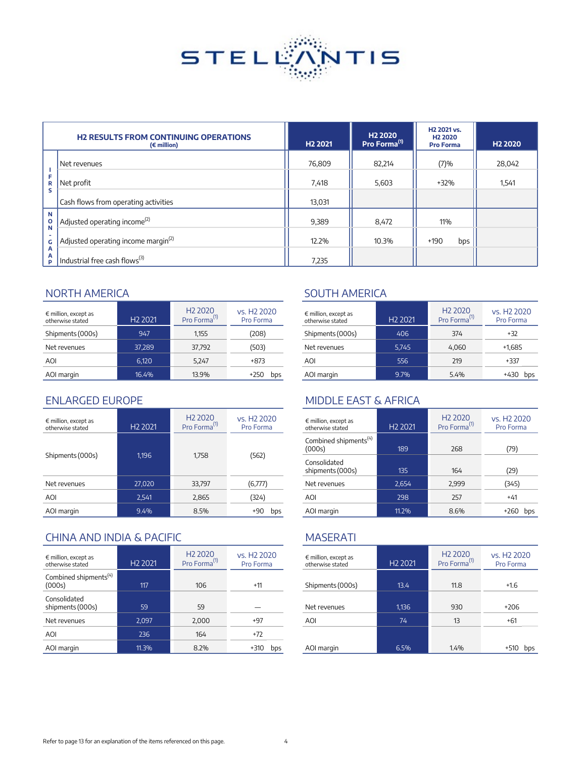| | H2 RESULTS FROM CONTINUING OPERATIONS (€ million) | H2 2021 | H2 2020 Pro Forma[(1)] | H2 2021 vs. H2 2020 Pro Forma | H2 2020 |
|---|---|---|---|---|---|
| IFRS | Net revenues | 76,809 | 82,214 | (7)% | 28,042 |
| | Net profit | 7,418 | 5,603 | +32% | 1,541 |
| | Cash flows from operating activities | 13,031 | | | |
| NON-GAAP | Adjusted operating income[(2)] | 9,389 | 8,472 | 11% | |
| | Adjusted operating income margin[(2)] | 12.2% | 10.3% | +190 bps | |
| | Industrial free cash flows[(3)] | 7,235 | | | |

## NORTH AMERICA

| € million, except as otherwise stated | H2 2021 | H2 2020 Pro Forma[(1)] | vs. H2 2020 Pro Forma |
|---|---|---|---|
| Shipments (000s) | 947 | 1,155 | (208) |
| Net revenues | 37,289 | 37,792 | (503) |
| AOI | 6,120 | 5,247 | +873 |
| AOI margin | 16.4% | 13.9% | +250 bps |

## SOUTH AMERICA

| € million, except as otherwise stated | H2 2021 | H2 2020 Pro Forma[(1)] | vs. H2 2020 Pro Forma |
|---|---|---|---|
| Shipments (000s) | 406 | 374 | +32 |
| Net revenues | 5,745 | 4,060 | +1,685 |
| AOI | 556 | 219 | +337 |
| AOI margin | 9.7% | 5.4% | +430 bps |

## ENLARGED EUROPE

| € million, except as otherwise stated | H2 2021 | H2 2020 Pro Forma[(1)] | vs. H2 2020 Pro Forma |
|---|---|---|---|
| Shipments (000s) | 1,196 | 1,758 | (562) |
| Net revenues | 27,020 | 33,797 | (6,777) |
| AOI | 2,541 | 2,865 | (324) |
| AOI margin | 9.4% | 8.5% | +90 bps |

## MIDDLE EAST & AFRICA

| € million, except as otherwise stated | H2 2021 | H2 2020 Pro Forma[(1)] | vs. H2 2020 Pro Forma |
|---|---|---|---|
| Combined shipments[(4)] (000s) | 189 | 268 | (79) |
| Consolidated shipments (000s) | 135 | 164 | (29) |
| Net revenues | 2,654 | 2,999 | (345) |
| AOI | 298 | 257 | +41 |
| AOI margin | 11.2% | 8.6% | +260 bps |

## CHINA AND INDIA & PACIFIC

| € million, except as otherwise stated | H2 2021 | H2 2020 Pro Forma[(1)] | vs. H2 2020 Pro Forma |
|---|---|---|---|
| Combined shipments[(4)] (000s) | 117 | 106 | +11 |
| Consolidated shipments (000s) | 59 | 59 | — |
| Net revenues | 2,097 | 2,000 | +97 |
| AOI | 236 | 164 | +72 |
| AOI margin | 11.3% | 8.2% | +310 bps |

## MASERATI

| € million, except as otherwise stated | H2 2021 | H2 2020 Pro Forma[(1)] | vs. H2 2020 Pro Forma |
|---|---|---|---|
| Shipments (000s) | 13.4 | 11.8 | +1.6 |
| Net revenues | 1,136 | 930 | +206 |
| AOI | 74 | 13 | +61 |
| AOI margin | 6.5% | 1.4% | +510 bps |

Refer to page 13 for an explanation of the items referenced on this page.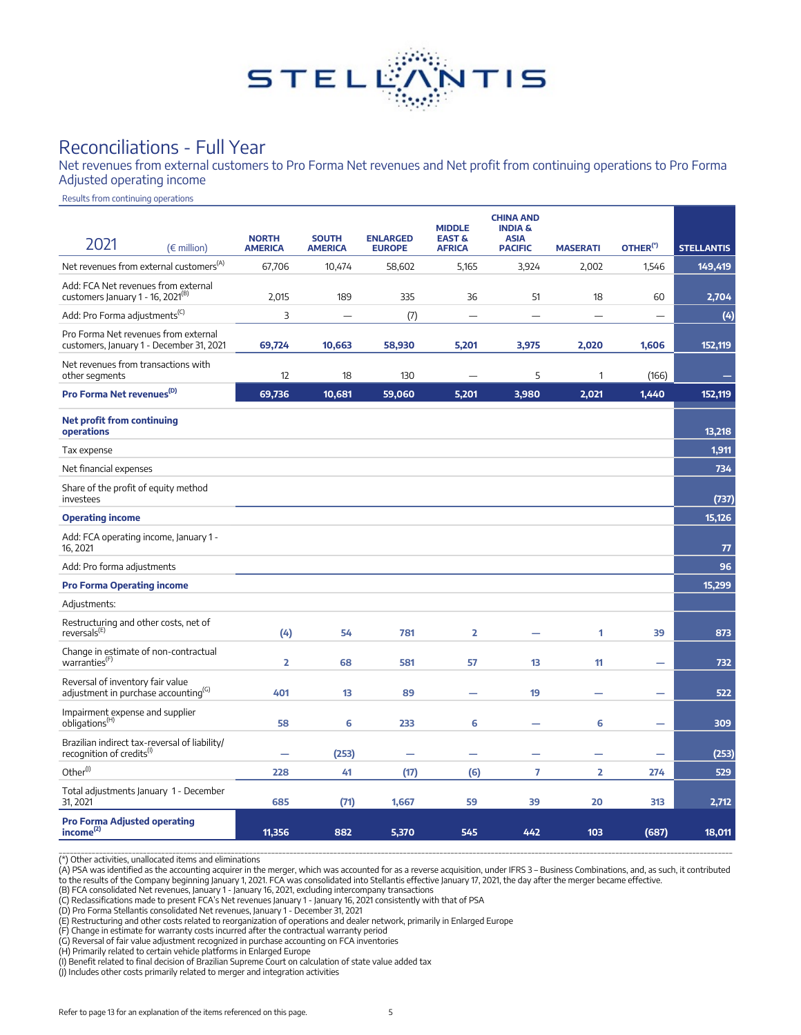# Reconciliations - Full Year

Net revenues from external customers to Pro Forma Net revenues and Net profit from continuing operations to Pro Forma Adjusted operating income

Results from continuing operations

| 2021 (€ million) | NORTH AMERICA | SOUTH AMERICA | ENLARGED EUROPE | MIDDLE EAST & AFRICA | CHINA AND INDIA & ASIA PACIFIC | MASERATI | OTHER(*) | STELLANTIS |
|---|---|---|---|---|---|---|---|---|
| Net revenues from external customers(A) | 67,706 | 10,474 | 58,602 | 5,165 | 3,924 | 2,002 | 1,546 | 149,419 |
| Add: FCA Net revenues from external customers January 1 - 16, 2021(B) | 2,015 | 189 | 335 | 36 | 51 | 18 | 60 | 2,704 |
| Add: Pro Forma adjustments(C) | 3 | — | (7) | — | — | — | — | (4) |
| Pro Forma Net revenues from external customers, January 1 - December 31, 2021 | 69,724 | 10,663 | 58,930 | 5,201 | 3,975 | 2,020 | 1,606 | 152,119 |
| Net revenues from transactions with other segments | 12 | 18 | 130 | — | 5 | 1 | (166) | — |
| **Pro Forma Net revenues(D)** | **69,736** | **10,681** | **59,060** | **5,201** | **3,980** | **2,021** | **1,440** | **152,119** |
| **Net profit from continuing operations** | | | | | | | | **13,218** |
| Tax expense | | | | | | | | 1,911 |
| Net financial expenses | | | | | | | | 734 |
| Share of the profit of equity method investees | | | | | | | | (737) |
| **Operating income** | | | | | | | | **15,126** |
| Add: FCA operating income, January 1 - 16, 2021 | | | | | | | | 77 |
| Add: Pro forma adjustments | | | | | | | | 96 |
| **Pro Forma Operating income** | | | | | | | | **15,299** |
| Adjustments: | | | | | | | | |
| Restructuring and other costs, net of reversals(E) | (4) | 54 | 781 | 2 | — | 1 | 39 | 873 |
| Change in estimate of non-contractual warranties(F) | 2 | 68 | 581 | 57 | 13 | 11 | — | 732 |
| Reversal of inventory fair value adjustment in purchase accounting(G) | 401 | 13 | 89 | — | 19 | — | — | 522 |
| Impairment expense and supplier obligations(H) | 58 | 6 | 233 | 6 | — | 6 | — | 309 |
| Brazilian indirect tax-reversal of liability/ recognition of credits(I) | — | (253) | — | — | — | — | — | (253) |
| Other(J) | 228 | 41 | (17) | (6) | 7 | 2 | 274 | 529 |
| Total adjustments January 1 - December 31, 2021 | 685 | (71) | 1,667 | 59 | 39 | 20 | 313 | 2,712 |
| **Pro Forma Adjusted operating income(2)** | **11,356** | **882** | **5,370** | **545** | **442** | **103** | **(687)** | **18,011** |

(*) Other activities, unallocated items and eliminations
(A) PSA was identified as the accounting acquirer in the merger, which was accounted for as a reverse acquisition, under IFRS 3 – Business Combinations, and, as such, it contributed to the results of the Company beginning January 1, 2021. FCA was consolidated into Stellantis effective January 17, 2021, the day after the merger became effective.
(B) FCA consolidated Net revenues, January 1 - January 16, 2021, excluding intercompany transactions
(C) Reclassifications made to present FCA's Net revenues January 1 - January 16, 2021 consistently with that of PSA
(D) Pro Forma Stellantis consolidated Net revenues, January 1 - December 31, 2021
(E) Restructuring and other costs related to reorganization of operations and dealer network, primarily in Enlarged Europe
(F) Change in estimate for warranty costs incurred after the contractual warranty period
(G) Reversal of fair value adjustment recognized in purchase accounting on FCA inventories
(H) Primarily related to certain vehicle platforms in Enlarged Europe
(I) Benefit related to final decision of Brazilian Supreme Court on calculation of state value added tax
(J) Includes other costs primarily related to merger and integration activities

Refer to page 13 for an explanation of the items referenced on this page.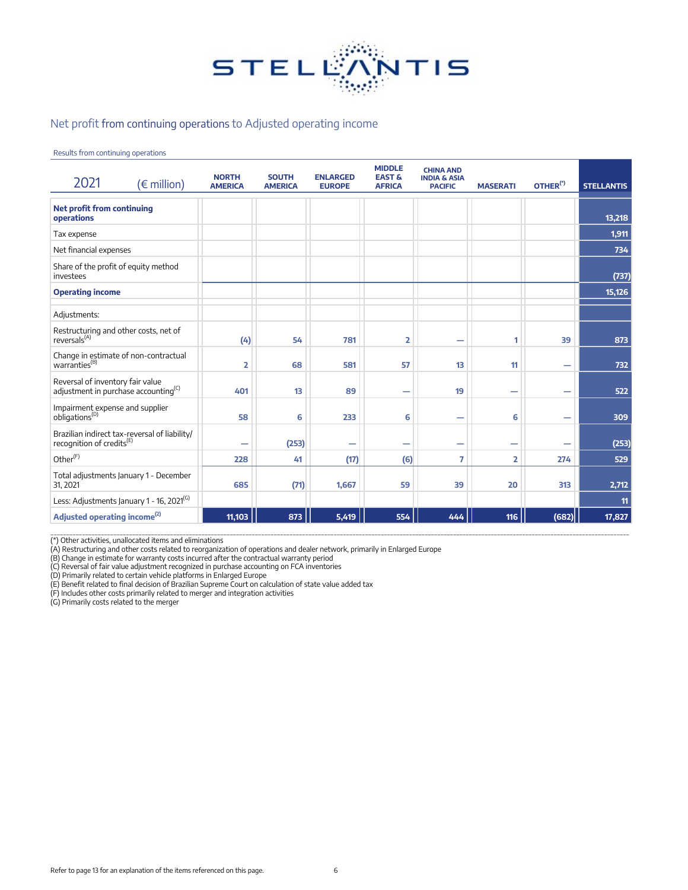## Net profit from continuing operations to Adjusted operating income

Results from continuing operations

| 2021 (€ million) | NORTH AMERICA | SOUTH AMERICA | ENLARGED EUROPE | MIDDLE EAST & AFRICA | CHINA AND INDIA & ASIA PACIFIC | MASERATI | OTHER(*) | STELLANTIS |
|---|---|---|---|---|---|---|---|---|
| **Net profit from continuing operations** | | | | | | | | 13,218 |
| Tax expense | | | | | | | | 1,911 |
| Net financial expenses | | | | | | | | 734 |
| Share of the profit of equity method investees | | | | | | | | (737) |
| **Operating income** | | | | | | | | 15,126 |
| Adjustments: | | | | | | | | |
| Restructuring and other costs, net of reversals[(A)] | (4) | 54 | 781 | 2 | — | 1 | 39 | 873 |
| Change in estimate of non-contractual warranties[(B)] | 2 | 68 | 581 | 57 | 13 | 11 | — | 732 |
| Reversal of inventory fair value adjustment in purchase accounting[(C)] | 401 | 13 | 89 | — | 19 | — | — | 522 |
| Impairment expense and supplier obligations[(D)] | 58 | 6 | 233 | 6 | — | 6 | — | 309 |
| Brazilian indirect tax-reversal of liability/recognition of credits[(E)] | — | (253) | — | — | — | — | — | (253) |
| Other[(F)] | 228 | 41 | (17) | (6) | 7 | 2 | 274 | 529 |
| Total adjustments January 1 - December 31, 2021 | 685 | (71) | 1,667 | 59 | 39 | 20 | 313 | 2,712 |
| Less: Adjustments January 1 - 16, 2021[(G)] | | | | | | | | 11 |
| **Adjusted operating income[(2)]** | 11,103 | 873 | 5,419 | 554 | 444 | 116 | (682) | 17,827 |

(*) Other activities, unallocated items and eliminations
(A) Restructuring and other costs related to reorganization of operations and dealer network, primarily in Enlarged Europe
(B) Change in estimate for warranty costs incurred after the contractual warranty period
(C) Reversal of fair value adjustment recognized in purchase accounting on FCA inventories
(D) Primarily related to certain vehicle platforms in Enlarged Europe
(E) Benefit related to final decision of Brazilian Supreme Court on calculation of state value added tax
(F) Includes other costs primarily related to merger and integration activities
(G) Primarily costs related to the merger

Refer to page 13 for an explanation of the items referenced on this page.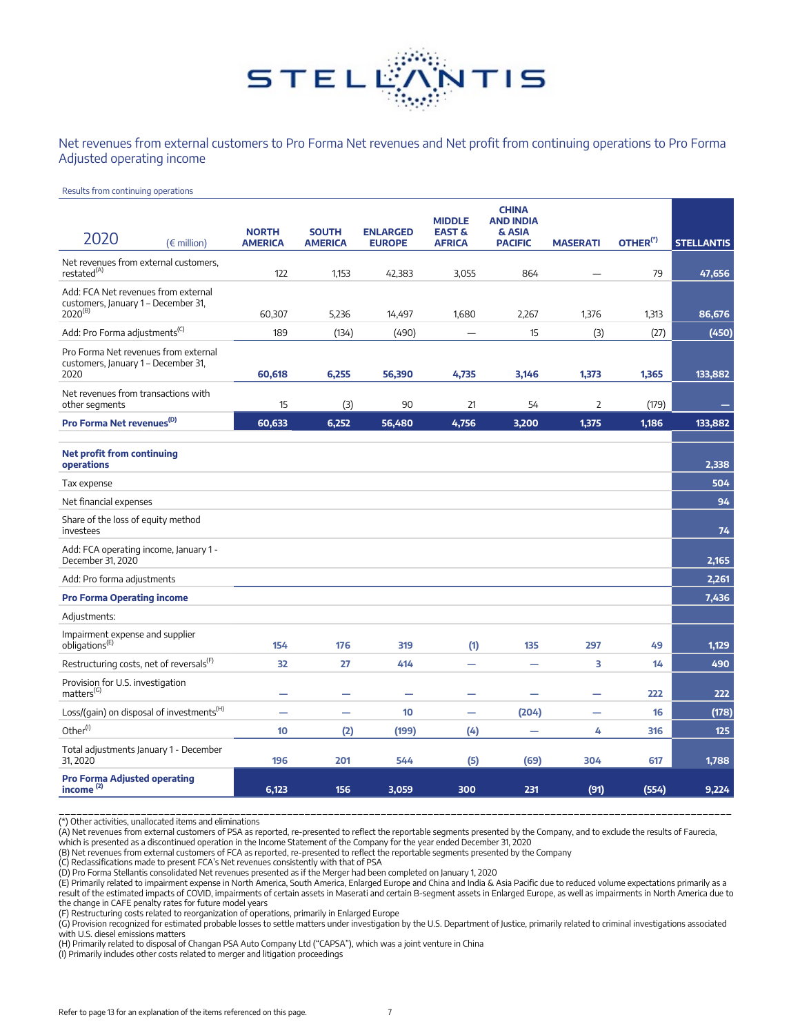## Net revenues from external customers to Pro Forma Net revenues and Net profit from continuing operations to Pro Forma Adjusted operating income

Results from continuing operations

| 2020 (€ million) | NORTH AMERICA | SOUTH AMERICA | ENLARGED EUROPE | MIDDLE EAST & AFRICA | CHINA AND INDIA & ASIA PACIFIC | MASERATI | OTHER(*) | STELLANTIS |
|---|---|---|---|---|---|---|---|---|
| Net revenues from external customers, restated(A) | 122 | 1,153 | 42,383 | 3,055 | 864 | — | 79 | **47,656** |
| Add: FCA Net revenues from external customers, January 1 – December 31, 2020(B) | 60,307 | 5,236 | 14,497 | 1,680 | 2,267 | 1,376 | 1,313 | **86,676** |
| Add: Pro Forma adjustments(C) | 189 | (134) | (490) | — | 15 | (3) | (27) | **(450)** |
| Pro Forma Net revenues from external customers, January 1 – December 31, 2020 | **60,618** | **6,255** | **56,390** | **4,735** | **3,146** | **1,373** | **1,365** | **133,882** |
| Net revenues from transactions with other segments | 15 | (3) | 90 | 21 | 54 | 2 | (179) | **—** |
| **Pro Forma Net revenues(D)** | **60,633** | **6,252** | **56,480** | **4,756** | **3,200** | **1,375** | **1,186** | **133,882** |
| **Net profit from continuing operations** | | | | | | | | **2,338** |
| Tax expense | | | | | | | | **504** |
| Net financial expenses | | | | | | | | **94** |
| Share of the loss of equity method investees | | | | | | | | **74** |
| Add: FCA operating income, January 1 - December 31, 2020 | | | | | | | | **2,165** |
| Add: Pro forma adjustments | | | | | | | | **2,261** |
| **Pro Forma Operating income** | | | | | | | | **7,436** |
| Adjustments: | | | | | | | | |
| Impairment expense and supplier obligations(E) | 154 | 176 | 319 | (1) | 135 | 297 | 49 | **1,129** |
| Restructuring costs, net of reversals(F) | 32 | 27 | 414 | — | — | 3 | 14 | **490** |
| Provision for U.S. investigation matters(G) | — | — | — | — | — | — | 222 | **222** |
| Loss/(gain) on disposal of investments(H) | — | — | 10 | — | (204) | — | 16 | **(178)** |
| Other(I) | 10 | (2) | (199) | (4) | — | 4 | 316 | **125** |
| Total adjustments January 1 - December 31, 2020 | 196 | 201 | 544 | (5) | (69) | 304 | 617 | **1,788** |
| **Pro Forma Adjusted operating income (2)** | **6,123** | **156** | **3,059** | **300** | **231** | **(91)** | **(554)** | **9,224** |

(*) Other activities, unallocated items and eliminations

(A) Net revenues from external customers of PSA as reported, re-presented to reflect the reportable segments presented by the Company, and to exclude the results of Faurecia, which is presented as a discontinued operation in the Income Statement of the Company for the year ended December 31, 2020

(B) Net revenues from external customers of FCA as reported, re-presented to reflect the reportable segments presented by the Company

(C) Reclassifications made to present FCA's Net revenues consistently with that of PSA

(D) Pro Forma Stellantis consolidated Net revenues presented as if the Merger had been completed on January 1, 2020

(E) Primarily related to impairment expense in North America, South America, Enlarged Europe and China and India & Asia Pacific due to reduced volume expectations primarily as a result of the estimated impacts of COVID, impairments of certain assets in Maserati and certain B-segment assets in Enlarged Europe, as well as impairments in North America due to the change in CAFE penalty rates for future model years

(F) Restructuring costs related to reorganization of operations, primarily in Enlarged Europe

(G) Provision recognized for estimated probable losses to settle matters under investigation by the U.S. Department of Justice, primarily related to criminal investigations associated with U.S. diesel emissions matters

(H) Primarily related to disposal of Changan PSA Auto Company Ltd ("CAPSA"), which was a joint venture in China

(I) Primarily includes other costs related to merger and litigation proceedings

Refer to page 13 for an explanation of the items referenced on this page.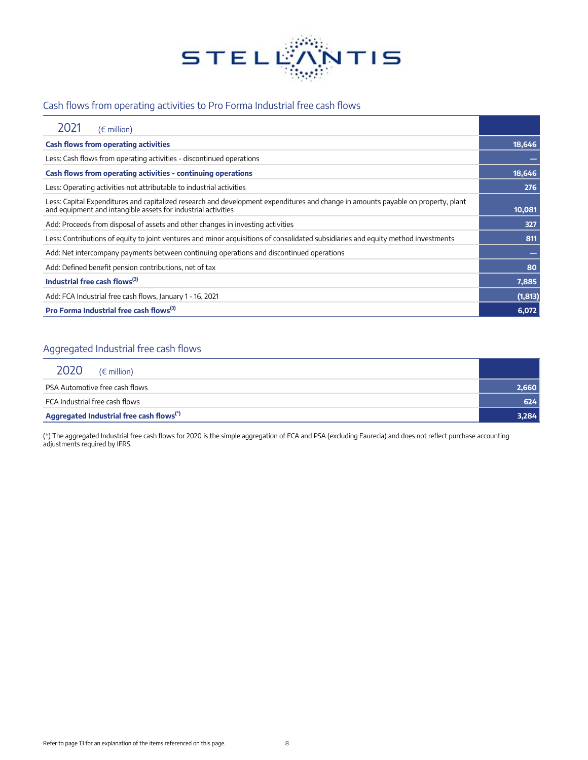## Cash flows from operating activities to Pro Forma Industrial free cash flows

| 2021 (€ million) | |
|---|---|
| **Cash flows from operating activities** | 18,646 |
| Less: Cash flows from operating activities - discontinued operations | — |
| **Cash flows from operating activities - continuing operations** | 18,646 |
| Less: Operating activities not attributable to industrial activities | 276 |
| Less: Capital Expenditures and capitalized research and development expenditures and change in amounts payable on property, plant and equipment and intangible assets for industrial activities | 10,081 |
| Add: Proceeds from disposal of assets and other changes in investing activities | 327 |
| Less: Contributions of equity to joint ventures and minor acquisitions of consolidated subsidiaries and equity method investments | 811 |
| Add: Net intercompany payments between continuing operations and discontinued operations | — |
| Add: Defined benefit pension contributions, net of tax | 80 |
| **Industrial free cash flows**[3] | 7,885 |
| Add: FCA Industrial free cash flows, January 1 - 16, 2021 | (1,813) |
| **Pro Forma Industrial free cash flows**[3] | 6,072 |

## Aggregated Industrial free cash flows

| 2020 (€ million) | |
|---|---|
| PSA Automotive free cash flows | 2,660 |
| FCA Industrial free cash flows | 624 |
| **Aggregated Industrial free cash flows**[*] | 3,284 |

(*) The aggregated Industrial free cash flows for 2020 is the simple aggregation of FCA and PSA (excluding Faurecia) and does not reflect purchase accounting adjustments required by IFRS.

Refer to page 13 for an explanation of the items referenced on this page.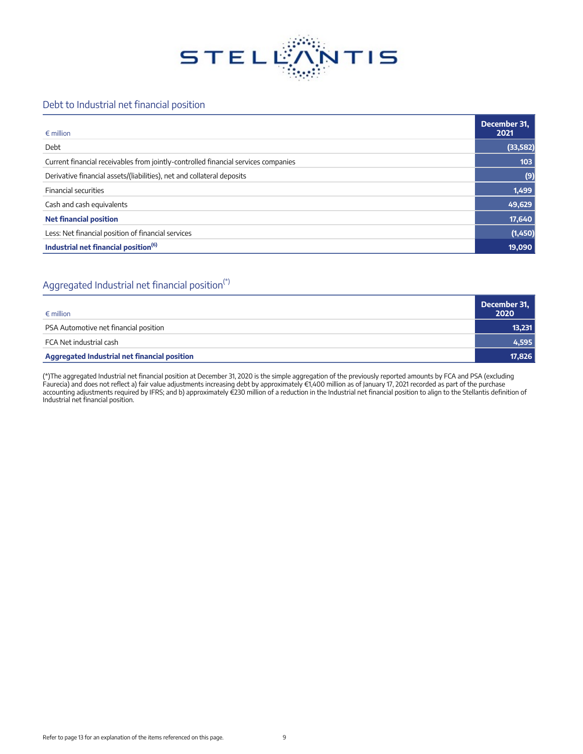## Debt to Industrial net financial position

| € million | December 31, 2021 |
|---|---|
| Debt | (33,582) |
| Current financial receivables from jointly-controlled financial services companies | 103 |
| Derivative financial assets/(liabilities), net and collateral deposits | (9) |
| Financial securities | 1,499 |
| Cash and cash equivalents | 49,629 |
| **Net financial position** | **17,640** |
| Less: Net financial position of financial services | (1,450) |
| **Industrial net financial position[6]** | **19,090** |

## Aggregated Industrial net financial position[*]

| € million | December 31, 2020 |
|---|---|
| PSA Automotive net financial position | 13,231 |
| FCA Net industrial cash | 4,595 |
| **Aggregated Industrial net financial position** | **17,826** |

(*)The aggregated Industrial net financial position at December 31, 2020 is the simple aggregation of the previously reported amounts by FCA and PSA (excluding Faurecia) and does not reflect a) fair value adjustments increasing debt by approximately €1,400 million as of January 17, 2021 recorded as part of the purchase accounting adjustments required by IFRS; and b) approximately €230 million of a reduction in the Industrial net financial position to align to the Stellantis definition of Industrial net financial position.

Refer to page 13 for an explanation of the items referenced on this page.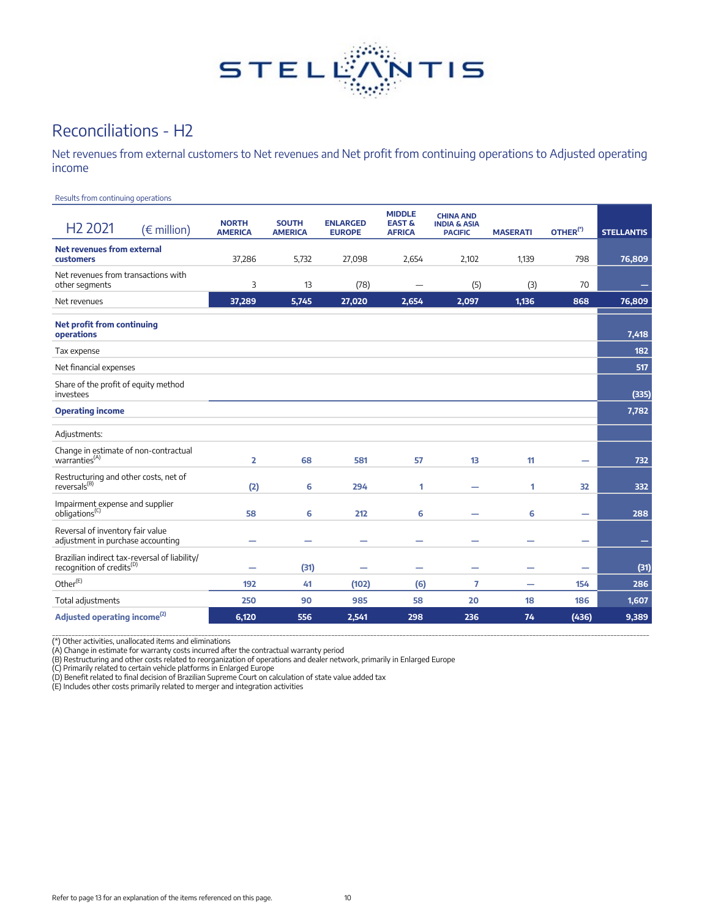# Reconciliations - H2

## Net revenues from external customers to Net revenues and Net profit from continuing operations to Adjusted operating income

Results from continuing operations

| H2 2021 (€ million) | NORTH AMERICA | SOUTH AMERICA | ENLARGED EUROPE | MIDDLE EAST & AFRICA | CHINA AND INDIA & ASIA PACIFIC | MASERATI | OTHER(*) | STELLANTIS |
|---|---|---|---|---|---|---|---|---|
| **Net revenues from external customers** | 37,286 | 5,732 | 27,098 | 2,654 | 2,102 | 1,139 | 798 | **76,809** |
| Net revenues from transactions with other segments | 3 | 13 | (78) | — | (5) | (3) | 70 | **—** |
| Net revenues | **37,289** | **5,745** | **27,020** | **2,654** | **2,097** | **1,136** | **868** | **76,809** |
| **Net profit from continuing operations** | | | | | | | | **7,418** |
| Tax expense | | | | | | | | **182** |
| Net financial expenses | | | | | | | | **517** |
| Share of the profit of equity method investees | | | | | | | | **(335)** |
| **Operating income** | | | | | | | | **7,782** |
| Adjustments: | | | | | | | | |
| Change in estimate of non-contractual warranties(A) | 2 | 68 | 581 | 57 | 13 | 11 | — | 732 |
| Restructuring and other costs, net of reversals(B) | (2) | 6 | 294 | 1 | — | 1 | 32 | 332 |
| Impairment expense and supplier obligations(C) | 58 | 6 | 212 | 6 | — | 6 | — | 288 |
| Reversal of inventory fair value adjustment in purchase accounting | — | — | — | — | — | — | — | — |
| Brazilian indirect tax-reversal of liability/ recognition of credits(D) | — | (31) | — | — | — | — | — | (31) |
| Other(E) | 192 | 41 | (102) | (6) | 7 | — | 154 | 286 |
| Total adjustments | 250 | 90 | 985 | 58 | 20 | 18 | 186 | 1,607 |
| **Adjusted operating income(2)** | **6,120** | **556** | **2,541** | **298** | **236** | **74** | **(436)** | **9,389** |

(*) Other activities, unallocated items and eliminations
(A) Change in estimate for warranty costs incurred after the contractual warranty period
(B) Restructuring and other costs related to reorganization of operations and dealer network, primarily in Enlarged Europe
(C) Primarily related to certain vehicle platforms in Enlarged Europe
(D) Benefit related to final decision of Brazilian Supreme Court on calculation of state value added tax
(E) Includes other costs primarily related to merger and integration activities

Refer to page 13 for an explanation of the items referenced on this page.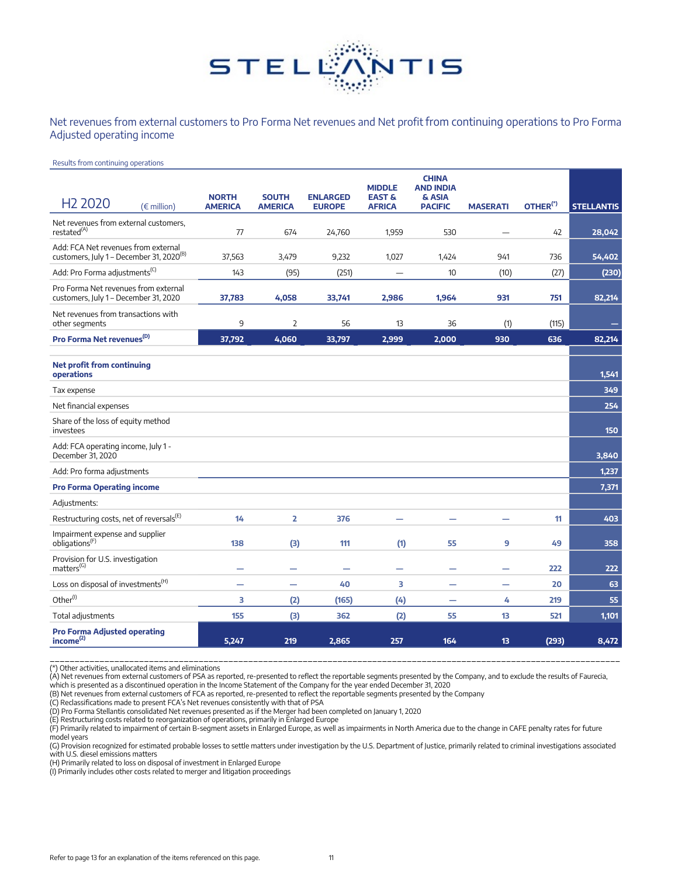## Net revenues from external customers to Pro Forma Net revenues and Net profit from continuing operations to Pro Forma Adjusted operating income

Results from continuing operations

| H2 2020 (€ million) | NORTH AMERICA | SOUTH AMERICA | ENLARGED EUROPE | MIDDLE EAST & AFRICA | CHINA AND INDIA & ASIA PACIFIC | MASERATI | OTHER(*) | STELLANTIS |
|---|---|---|---|---|---|---|---|---|
| Net revenues from external customers, restated(A) | 77 | 674 | 24,760 | 1,959 | 530 | — | 42 | 28,042 |
| Add: FCA Net revenues from external customers, July 1 – December 31, 2020(B) | 37,563 | 3,479 | 9,232 | 1,027 | 1,424 | 941 | 736 | 54,402 |
| Add: Pro Forma adjustments(C) | 143 | (95) | (251) | — | 10 | (10) | (27) | (230) |
| Pro Forma Net revenues from external customers, July 1 – December 31, 2020 | 37,783 | 4,058 | 33,741 | 2,986 | 1,964 | 931 | 751 | 82,214 |
| Net revenues from transactions with other segments | 9 | 2 | 56 | 13 | 36 | (1) | (115) | — |
| **Pro Forma Net revenues(D)** | **37,792** | **4,060** | **33,797** | **2,999** | **2,000** | **930** | **636** | **82,214** |
| | | | | | | | | |
| **Net profit from continuing operations** | | | | | | | | **1,541** |
| Tax expense | | | | | | | | 349 |
| Net financial expenses | | | | | | | | 254 |
| Share of the loss of equity method investees | | | | | | | | 150 |
| Add: FCA operating income, July 1 - December 31, 2020 | | | | | | | | 3,840 |
| Add: Pro forma adjustments | | | | | | | | 1,237 |
| **Pro Forma Operating income** | | | | | | | | **7,371** |
| Adjustments: | | | | | | | | |
| Restructuring costs, net of reversals(E) | 14 | 2 | 376 | — | — | — | 11 | 403 |
| Impairment expense and supplier obligations(F) | 138 | (3) | 111 | (1) | 55 | 9 | 49 | 358 |
| Provision for U.S. investigation matters(G) | — | — | — | — | — | — | 222 | 222 |
| Loss on disposal of investments(H) | — | — | 40 | 3 | — | — | 20 | 63 |
| Other(I) | 3 | (2) | (165) | (4) | — | 4 | 219 | 55 |
| Total adjustments | 155 | (3) | 362 | (2) | 55 | 13 | 521 | 1,101 |
| **Pro Forma Adjusted operating income(2)** | **5,247** | **219** | **2,865** | **257** | **164** | **13** | **(293)** | **8,472** |

(*) Other activities, unallocated items and eliminations
(A) Net revenues from external customers of PSA as reported, re-presented to reflect the reportable segments presented by the Company, and to exclude the results of Faurecia, which is presented as a discontinued operation in the Income Statement of the Company for the year ended December 31, 2020
(B) Net revenues from external customers of FCA as reported, re-presented to reflect the reportable segments presented by the Company
(C) Reclassifications made to present FCA's Net revenues consistently with that of PSA
(D) Pro Forma Stellantis consolidated Net revenues presented as if the Merger had been completed on January 1, 2020
(E) Restructuring costs related to reorganization of operations, primarily in Enlarged Europe
(F) Primarily related to impairment of certain B-segment assets in Enlarged Europe, as well as impairments in North America due to the change in CAFE penalty rates for future model years
(G) Provision recognized for estimated probable losses to settle matters under investigation by the U.S. Department of Justice, primarily related to criminal investigations associated with U.S. diesel emissions matters
(H) Primarily related to loss on disposal of investment in Enlarged Europe
(I) Primarily includes other costs related to merger and litigation proceedings

Refer to page 13 for an explanation of the items referenced on this page.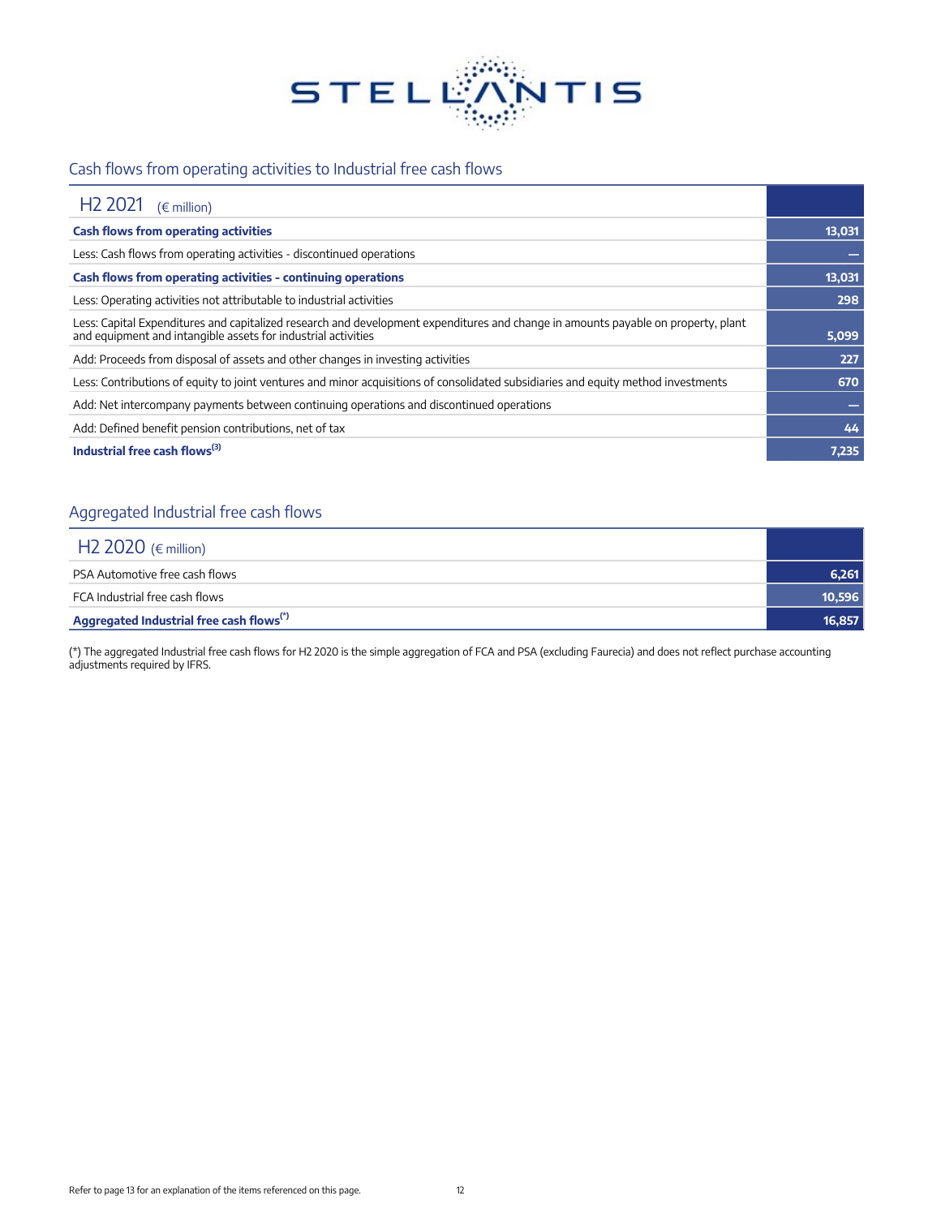## Cash flows from operating activities to Industrial free cash flows

| H2 2021 (€ million) | |
|---|---|
| **Cash flows from operating activities** | **13,031** |
| Less: Cash flows from operating activities - discontinued operations | — |
| **Cash flows from operating activities - continuing operations** | **13,031** |
| Less: Operating activities not attributable to industrial activities | 298 |
| Less: Capital Expenditures and capitalized research and development expenditures and change in amounts payable on property, plant and equipment and intangible assets for industrial activities | 5,099 |
| Add: Proceeds from disposal of assets and other changes in investing activities | 227 |
| Less: Contributions of equity to joint ventures and minor acquisitions of consolidated subsidiaries and equity method investments | 670 |
| Add: Net intercompany payments between continuing operations and discontinued operations | — |
| Add: Defined benefit pension contributions, net of tax | 44 |
| **Industrial free cash flows(3)** | **7,235** |

## Aggregated Industrial free cash flows

| H2 2020 (€ million) | |
|---|---|
| PSA Automotive free cash flows | 6,261 |
| FCA Industrial free cash flows | 10,596 |
| **Aggregated Industrial free cash flows(*)** | **16,857** |

(*) The aggregated Industrial free cash flows for H2 2020 is the simple aggregation of FCA and PSA (excluding Faurecia) and does not reflect purchase accounting adjustments required by IFRS.

Refer to page 13 for an explanation of the items referenced on this page.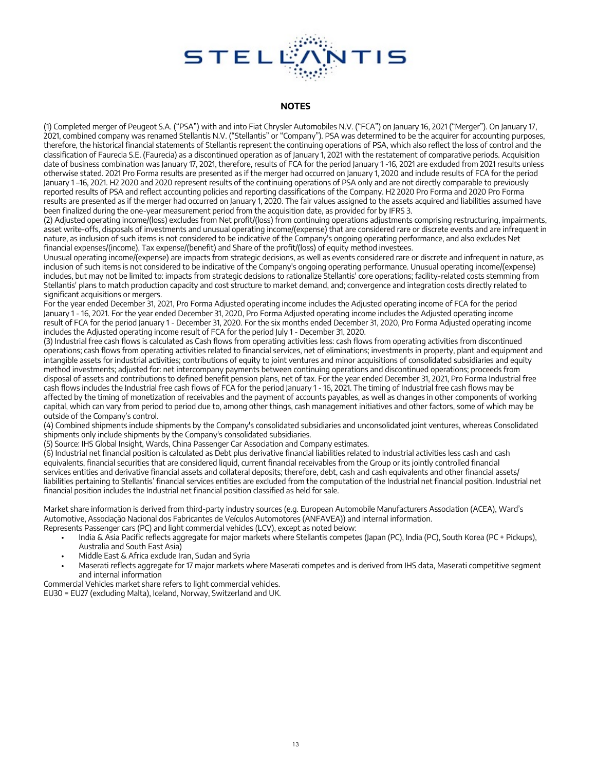## NOTES

(1) Completed merger of Peugeot S.A. ("PSA") with and into Fiat Chrysler Automobiles N.V. ("FCA") on January 16, 2021 ("Merger"). On January 17, 2021, combined company was renamed Stellantis N.V. ("Stellantis" or "Company"). PSA was determined to be the acquirer for accounting purposes, therefore, the historical financial statements of Stellantis represent the continuing operations of PSA, which also reflect the loss of control and the classification of Faurecia S.E. (Faurecia) as a discontinued operation as of January 1, 2021 with the restatement of comparative periods. Acquisition date of business combination was January 17, 2021, therefore, results of FCA for the period January 1 -16, 2021 are excluded from 2021 results unless otherwise stated. 2021 Pro Forma results are presented as if the merger had occurred on January 1, 2020 and include results of FCA for the period January 1 –16, 2021. H2 2020 and 2020 represent results of the continuing operations of PSA only and are not directly comparable to previously reported results of PSA and reflect accounting policies and reporting classifications of the Company. H2 2020 Pro Forma and 2020 Pro Forma results are presented as if the merger had occurred on January 1, 2020. The fair values assigned to the assets acquired and liabilities assumed have been finalized during the one-year measurement period from the acquisition date, as provided for by IFRS 3.

(2) Adjusted operating income/(loss) excludes from Net profit/(loss) from continuing operations adjustments comprising restructuring, impairments, asset write-offs, disposals of investments and unusual operating income/(expense) that are considered rare or discrete events and are infrequent in nature, as inclusion of such items is not considered to be indicative of the Company's ongoing operating performance, and also excludes Net financial expenses/(income), Tax expense/(benefit) and Share of the profit/(loss) of equity method investees.

Unusual operating income/(expense) are impacts from strategic decisions, as well as events considered rare or discrete and infrequent in nature, as inclusion of such items is not considered to be indicative of the Company's ongoing operating performance. Unusual operating income/(expense) includes, but may not be limited to: impacts from strategic decisions to rationalize Stellantis' core operations; facility-related costs stemming from Stellantis' plans to match production capacity and cost structure to market demand, and; convergence and integration costs directly related to significant acquisitions or mergers.

For the year ended December 31, 2021, Pro Forma Adjusted operating income includes the Adjusted operating income of FCA for the period January 1 - 16, 2021. For the year ended December 31, 2020, Pro Forma Adjusted operating income includes the Adjusted operating income result of FCA for the period January 1 - December 31, 2020. For the six months ended December 31, 2020, Pro Forma Adjusted operating income includes the Adjusted operating income result of FCA for the period July 1 - December 31, 2020.

(3) Industrial free cash flows is calculated as Cash flows from operating activities less: cash flows from operating activities from discontinued operations; cash flows from operating activities related to financial services, net of eliminations; investments in property, plant and equipment and intangible assets for industrial activities; contributions of equity to joint ventures and minor acquisitions of consolidated subsidiaries and equity method investments; adjusted for: net intercompany payments between continuing operations and discontinued operations; proceeds from disposal of assets and contributions to defined benefit pension plans, net of tax. For the year ended December 31, 2021, Pro Forma Industrial free cash flows includes the Industrial free cash flows of FCA for the period January 1 - 16, 2021. The timing of Industrial free cash flows may be affected by the timing of monetization of receivables and the payment of accounts payables, as well as changes in other components of working capital, which can vary from period to period due to, among other things, cash management initiatives and other factors, some of which may be outside of the Company's control.

(4) Combined shipments include shipments by the Company's consolidated subsidiaries and unconsolidated joint ventures, whereas Consolidated shipments only include shipments by the Company's consolidated subsidiaries.

(5) Source: IHS Global Insight, Wards, China Passenger Car Association and Company estimates.

(6) Industrial net financial position is calculated as Debt plus derivative financial liabilities related to industrial activities less cash and cash equivalents, financial securities that are considered liquid, current financial receivables from the Group or its jointly controlled financial services entities and derivative financial assets and collateral deposits; therefore, debt, cash and cash equivalents and other financial assets/ liabilities pertaining to Stellantis' financial services entities are excluded from the computation of the Industrial net financial position. Industrial net financial position includes the Industrial net financial position classified as held for sale.

Market share information is derived from third-party industry sources (e.g. European Automobile Manufacturers Association (ACEA), Ward's Automotive, Associação Nacional dos Fabricantes de Veículos Automotores (ANFAVEA)) and internal information.
Represents Passenger cars (PC) and light commercial vehicles (LCV), except as noted below:

- India & Asia Pacific reflects aggregate for major markets where Stellantis competes (Japan (PC), India (PC), South Korea (PC + Pickups), Australia and South East Asia)
- Middle East & Africa exclude Iran, Sudan and Syria
- Maserati reflects aggregate for 17 major markets where Maserati competes and is derived from IHS data, Maserati competitive segment and internal information

Commercial Vehicles market share refers to light commercial vehicles.
EU30 = EU27 (excluding Malta), Iceland, Norway, Switzerland and UK.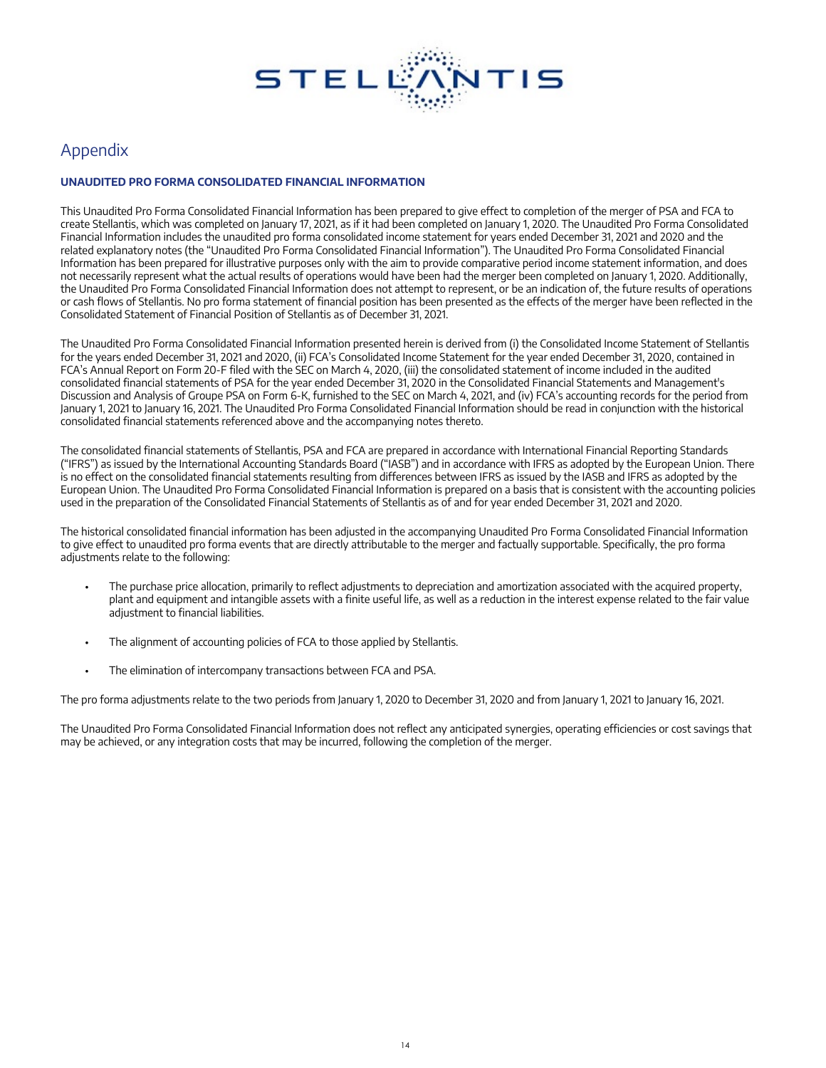# Appendix

**UNAUDITED PRO FORMA CONSOLIDATED FINANCIAL INFORMATION**

This Unaudited Pro Forma Consolidated Financial Information has been prepared to give effect to completion of the merger of PSA and FCA to create Stellantis, which was completed on January 17, 2021, as if it had been completed on January 1, 2020. The Unaudited Pro Forma Consolidated Financial Information includes the unaudited pro forma consolidated income statement for years ended December 31, 2021 and 2020 and the related explanatory notes (the "Unaudited Pro Forma Consolidated Financial Information"). The Unaudited Pro Forma Consolidated Financial Information has been prepared for illustrative purposes only with the aim to provide comparative period income statement information, and does not necessarily represent what the actual results of operations would have been had the merger been completed on January 1, 2020. Additionally, the Unaudited Pro Forma Consolidated Financial Information does not attempt to represent, or be an indication of, the future results of operations or cash flows of Stellantis. No pro forma statement of financial position has been presented as the effects of the merger have been reflected in the Consolidated Statement of Financial Position of Stellantis as of December 31, 2021.

The Unaudited Pro Forma Consolidated Financial Information presented herein is derived from (i) the Consolidated Income Statement of Stellantis for the years ended December 31, 2021 and 2020, (ii) FCA's Consolidated Income Statement for the year ended December 31, 2020, contained in FCA's Annual Report on Form 20-F filed with the SEC on March 4, 2020, (iii) the consolidated statement of income included in the audited consolidated financial statements of PSA for the year ended December 31, 2020 in the Consolidated Financial Statements and Management's Discussion and Analysis of Groupe PSA on Form 6-K, furnished to the SEC on March 4, 2021, and (iv) FCA's accounting records for the period from January 1, 2021 to January 16, 2021. The Unaudited Pro Forma Consolidated Financial Information should be read in conjunction with the historical consolidated financial statements referenced above and the accompanying notes thereto.

The consolidated financial statements of Stellantis, PSA and FCA are prepared in accordance with International Financial Reporting Standards ("IFRS") as issued by the International Accounting Standards Board ("IASB") and in accordance with IFRS as adopted by the European Union. There is no effect on the consolidated financial statements resulting from differences between IFRS as issued by the IASB and IFRS as adopted by the European Union. The Unaudited Pro Forma Consolidated Financial Information is prepared on a basis that is consistent with the accounting policies used in the preparation of the Consolidated Financial Statements of Stellantis as of and for year ended December 31, 2021 and 2020.

The historical consolidated financial information has been adjusted in the accompanying Unaudited Pro Forma Consolidated Financial Information to give effect to unaudited pro forma events that are directly attributable to the merger and factually supportable. Specifically, the pro forma adjustments relate to the following:

- The purchase price allocation, primarily to reflect adjustments to depreciation and amortization associated with the acquired property, plant and equipment and intangible assets with a finite useful life, as well as a reduction in the interest expense related to the fair value adjustment to financial liabilities.
- The alignment of accounting policies of FCA to those applied by Stellantis.
- The elimination of intercompany transactions between FCA and PSA.

The pro forma adjustments relate to the two periods from January 1, 2020 to December 31, 2020 and from January 1, 2021 to January 16, 2021.

The Unaudited Pro Forma Consolidated Financial Information does not reflect any anticipated synergies, operating efficiencies or cost savings that may be achieved, or any integration costs that may be incurred, following the completion of the merger.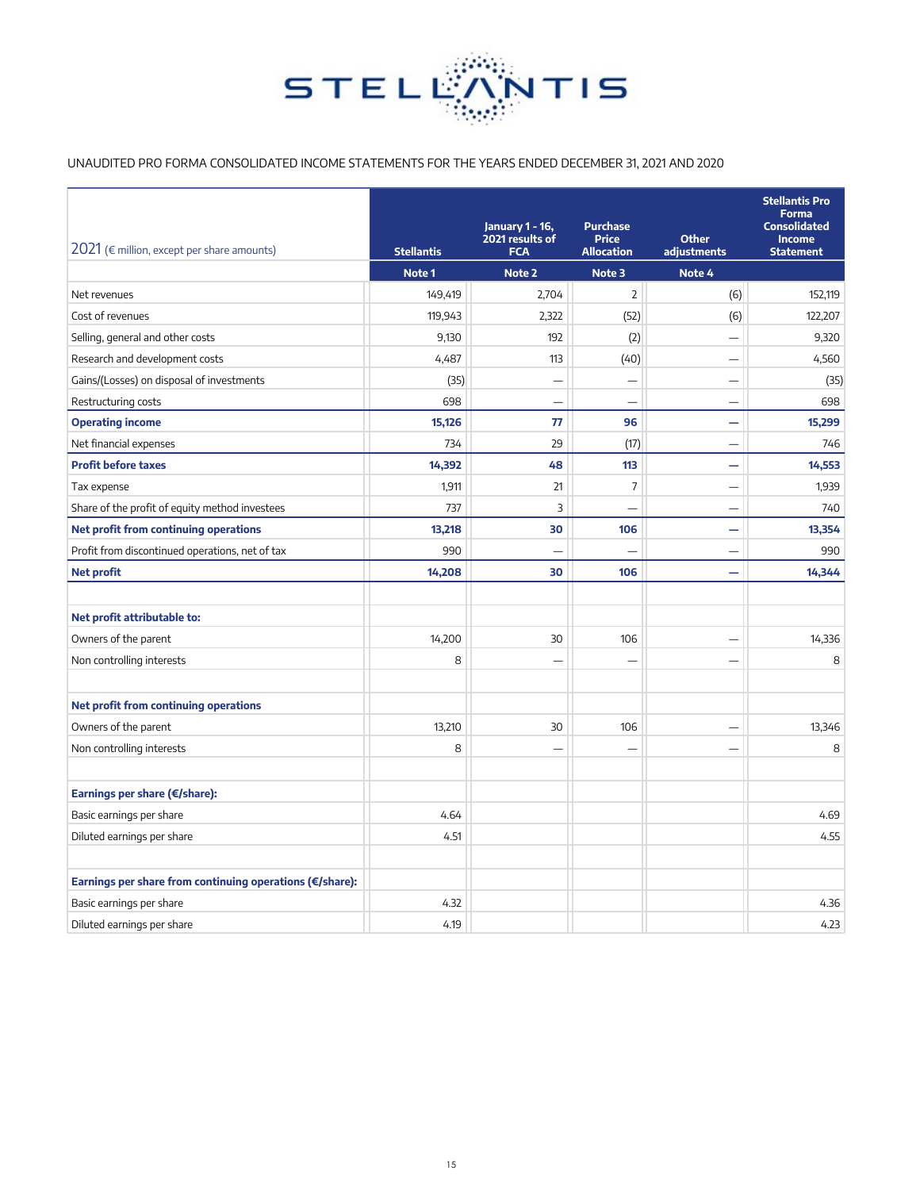UNAUDITED PRO FORMA CONSOLIDATED INCOME STATEMENTS FOR THE YEARS ENDED DECEMBER 31, 2021 AND 2020

| 2021 (€ million, except per share amounts) | Stellantis | January 1 - 16, 2021 results of FCA | Purchase Price Allocation | Other adjustments | Stellantis Pro Forma Consolidated Income Statement |
|---|---|---|---|---|---|
| | Note 1 | Note 2 | Note 3 | Note 4 | |
| Net revenues | 149,419 | 2,704 | 2 | (6) | 152,119 |
| Cost of revenues | 119,943 | 2,322 | (52) | (6) | 122,207 |
| Selling, general and other costs | 9,130 | 192 | (2) | — | 9,320 |
| Research and development costs | 4,487 | 113 | (40) | — | 4,560 |
| Gains/(Losses) on disposal of investments | (35) | — | — | — | (35) |
| Restructuring costs | 698 | — | — | — | 698 |
| **Operating income** | **15,126** | **77** | **96** | **—** | **15,299** |
| Net financial expenses | 734 | 29 | (17) | — | 746 |
| **Profit before taxes** | **14,392** | **48** | **113** | **—** | **14,553** |
| Tax expense | 1,911 | 21 | 7 | — | 1,939 |
| Share of the profit of equity method investees | 737 | 3 | — | — | 740 |
| **Net profit from continuing operations** | **13,218** | **30** | **106** | **—** | **13,354** |
| Profit from discontinued operations, net of tax | 990 | — | — | — | 990 |
| **Net profit** | **14,208** | **30** | **106** | **—** | **14,344** |
| | | | | | |
| **Net profit attributable to:** | | | | | |
| Owners of the parent | 14,200 | 30 | 106 | — | 14,336 |
| Non controlling interests | 8 | — | — | — | 8 |
| | | | | | |
| **Net profit from continuing operations** | | | | | |
| Owners of the parent | 13,210 | 30 | 106 | — | 13,346 |
| Non controlling interests | 8 | — | — | — | 8 |
| | | | | | |
| **Earnings per share (€/share):** | | | | | |
| Basic earnings per share | 4.64 | | | | 4.69 |
| Diluted earnings per share | 4.51 | | | | 4.55 |
| | | | | | |
| **Earnings per share from continuing operations (€/share):** | | | | | |
| Basic earnings per share | 4.32 | | | | 4.36 |
| Diluted earnings per share | 4.19 | | | | 4.23 |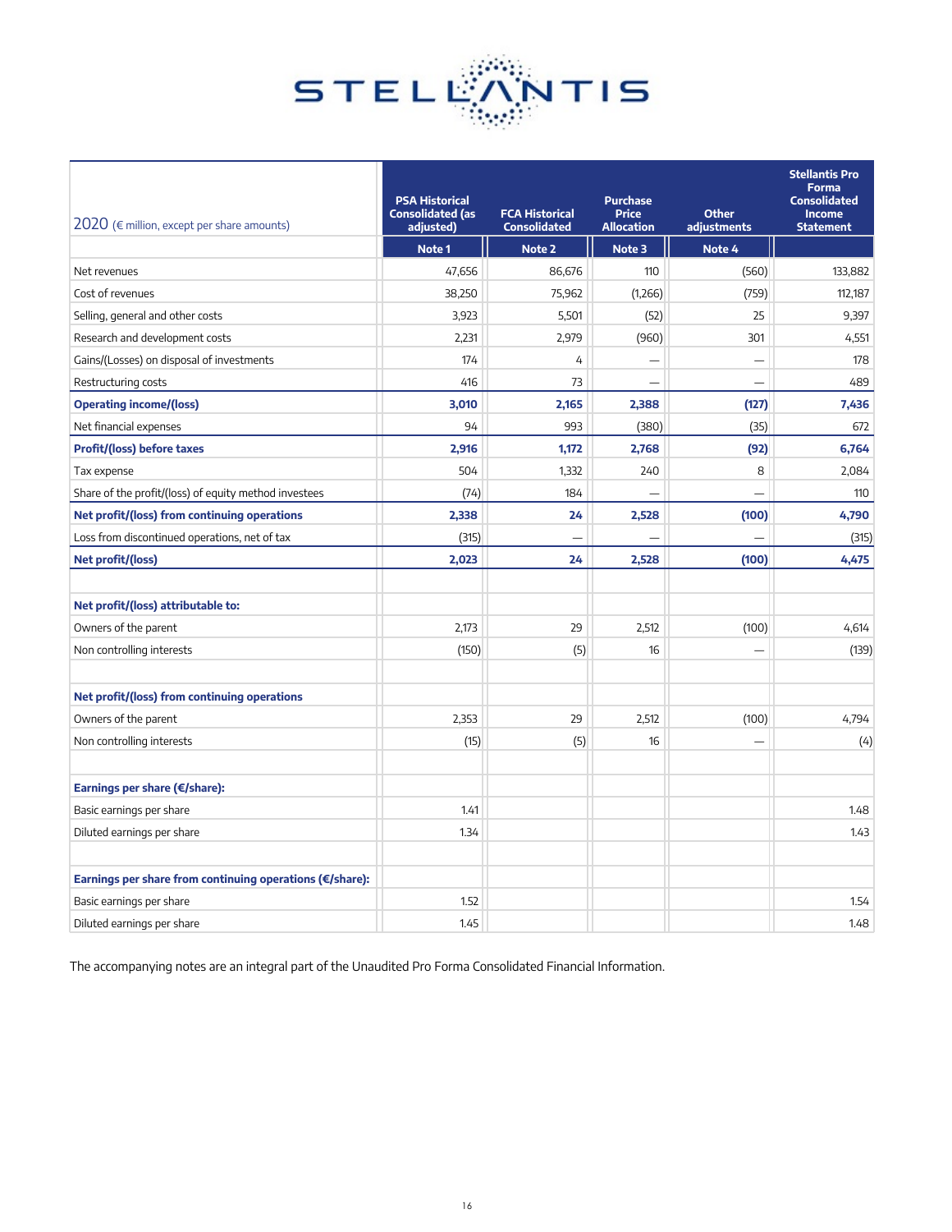| 2020 (€ million, except per share amounts) | PSA Historical Consolidated (as adjusted) | FCA Historical Consolidated | Purchase Price Allocation | Other adjustments | Stellantis Pro Forma Consolidated Income Statement |
|---|---|---|---|---|---|
| | Note 1 | Note 2 | Note 3 | Note 4 | |
| Net revenues | 47,656 | 86,676 | 110 | (560) | 133,882 |
| Cost of revenues | 38,250 | 75,962 | (1,266) | (759) | 112,187 |
| Selling, general and other costs | 3,923 | 5,501 | (52) | 25 | 9,397 |
| Research and development costs | 2,231 | 2,979 | (960) | 301 | 4,551 |
| Gains/(Losses) on disposal of investments | 174 | 4 | — | — | 178 |
| Restructuring costs | 416 | 73 | — | — | 489 |
| **Operating income/(loss)** | **3,010** | **2,165** | **2,388** | **(127)** | **7,436** |
| Net financial expenses | 94 | 993 | (380) | (35) | 672 |
| **Profit/(loss) before taxes** | **2,916** | **1,172** | **2,768** | **(92)** | **6,764** |
| Tax expense | 504 | 1,332 | 240 | 8 | 2,084 |
| Share of the profit/(loss) of equity method investees | (74) | 184 | — | — | 110 |
| **Net profit/(loss) from continuing operations** | **2,338** | **24** | **2,528** | **(100)** | **4,790** |
| Loss from discontinued operations, net of tax | (315) | — | — | — | (315) |
| **Net profit/(loss)** | **2,023** | **24** | **2,528** | **(100)** | **4,475** |
| | | | | | |
| **Net profit/(loss) attributable to:** | | | | | |
| Owners of the parent | 2,173 | 29 | 2,512 | (100) | 4,614 |
| Non controlling interests | (150) | (5) | 16 | — | (139) |
| | | | | | |
| **Net profit/(loss) from continuing operations** | | | | | |
| Owners of the parent | 2,353 | 29 | 2,512 | (100) | 4,794 |
| Non controlling interests | (15) | (5) | 16 | — | (4) |
| | | | | | |
| **Earnings per share (€/share):** | | | | | |
| Basic earnings per share | 1.41 | | | | 1.48 |
| Diluted earnings per share | 1.34 | | | | 1.43 |
| | | | | | |
| **Earnings per share from continuing operations (€/share):** | | | | | |
| Basic earnings per share | 1.52 | | | | 1.54 |
| Diluted earnings per share | 1.45 | | | | 1.48 |

The accompanying notes are an integral part of the Unaudited Pro Forma Consolidated Financial Information.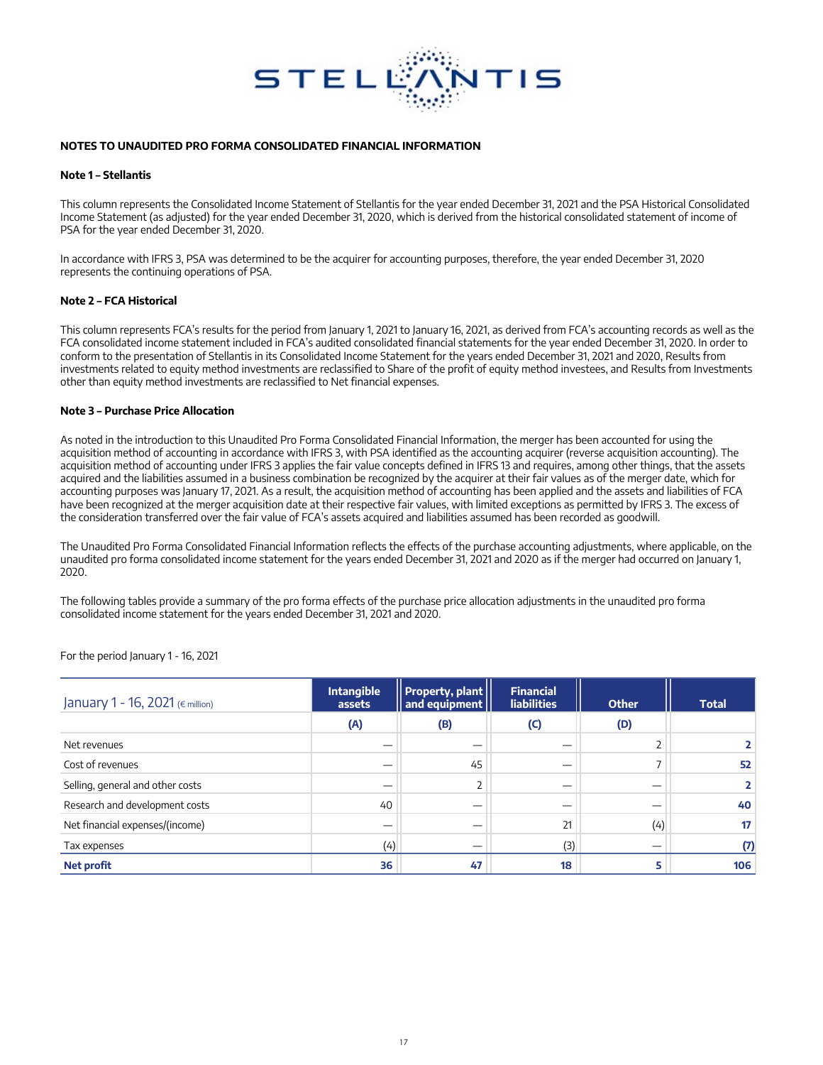## NOTES TO UNAUDITED PRO FORMA CONSOLIDATED FINANCIAL INFORMATION

### Note 1 – Stellantis

This column represents the Consolidated Income Statement of Stellantis for the year ended December 31, 2021 and the PSA Historical Consolidated Income Statement (as adjusted) for the year ended December 31, 2020, which is derived from the historical consolidated statement of income of PSA for the year ended December 31, 2020.

In accordance with IFRS 3, PSA was determined to be the acquirer for accounting purposes, therefore, the year ended December 31, 2020 represents the continuing operations of PSA.

### Note 2 – FCA Historical

This column represents FCA's results for the period from January 1, 2021 to January 16, 2021, as derived from FCA's accounting records as well as the FCA consolidated income statement included in FCA's audited consolidated financial statements for the year ended December 31, 2020. In order to conform to the presentation of Stellantis in its Consolidated Income Statement for the years ended December 31, 2021 and 2020, Results from investments related to equity method investments are reclassified to Share of the profit of equity method investees, and Results from Investments other than equity method investments are reclassified to Net financial expenses.

### Note 3 – Purchase Price Allocation

As noted in the introduction to this Unaudited Pro Forma Consolidated Financial Information, the merger has been accounted for using the acquisition method of accounting in accordance with IFRS 3, with PSA identified as the accounting acquirer (reverse acquisition accounting). The acquisition method of accounting under IFRS 3 applies the fair value concepts defined in IFRS 13 and requires, among other things, that the assets acquired and the liabilities assumed in a business combination be recognized by the acquirer at their fair values as of the merger date, which for accounting purposes was January 17, 2021. As a result, the acquisition method of accounting has been applied and the assets and liabilities of FCA have been recognized at the merger acquisition date at their respective fair values, with limited exceptions as permitted by IFRS 3. The excess of the consideration transferred over the fair value of FCA's assets acquired and liabilities assumed has been recorded as goodwill.

The Unaudited Pro Forma Consolidated Financial Information reflects the effects of the purchase accounting adjustments, where applicable, on the unaudited pro forma consolidated income statement for the years ended December 31, 2021 and 2020 as if the merger had occurred on January 1, 2020.

The following tables provide a summary of the pro forma effects of the purchase price allocation adjustments in the unaudited pro forma consolidated income statement for the years ended December 31, 2021 and 2020.

For the period January 1 - 16, 2021

| January 1 - 16, 2021 (€ million) | Intangible assets | Property, plant and equipment | Financial liabilities | Other | Total |
|---|---|---|---|---|---|
| | (A) | (B) | (C) | (D) | |
| Net revenues | — | — | — | 2 | **2** |
| Cost of revenues | — | 45 | — | 7 | **52** |
| Selling, general and other costs | — | 2 | — | — | **2** |
| Research and development costs | 40 | — | — | — | **40** |
| Net financial expenses/(income) | — | — | 21 | (4) | **17** |
| Tax expenses | (4) | — | (3) | — | **(7)** |
| **Net profit** | **36** | **47** | **18** | **5** | **106** |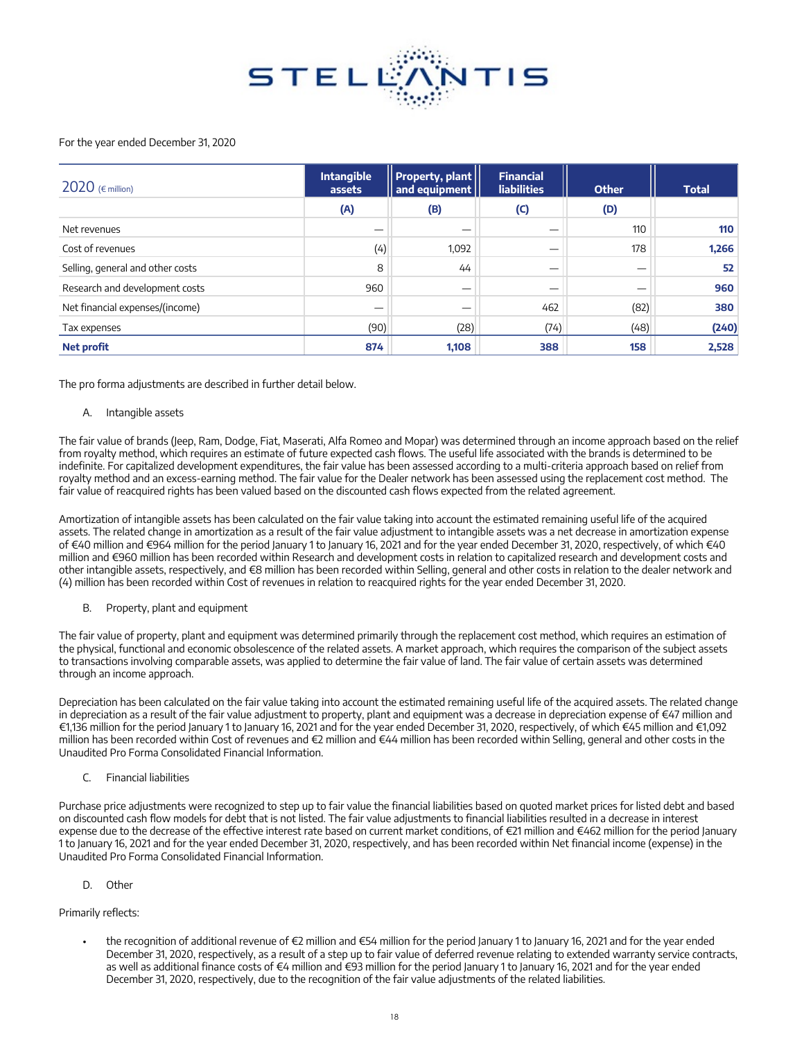For the year ended December 31, 2020

| 2020 (€ million) | Intangible assets | Property, plant and equipment | Financial liabilities | Other | Total |
|---|---|---|---|---|---|
| | (A) | (B) | (C) | (D) | |
| Net revenues | — | — | — | 110 | **110** |
| Cost of revenues | (4) | 1,092 | — | 178 | **1,266** |
| Selling, general and other costs | 8 | 44 | — | — | **52** |
| Research and development costs | 960 | — | — | — | **960** |
| Net financial expenses/(income) | — | — | 462 | (82) | **380** |
| Tax expenses | (90) | (28) | (74) | (48) | **(240)** |
| **Net profit** | **874** | **1,108** | **388** | **158** | **2,528** |

The pro forma adjustments are described in further detail below.

A. Intangible assets

The fair value of brands (Jeep, Ram, Dodge, Fiat, Maserati, Alfa Romeo and Mopar) was determined through an income approach based on the relief from royalty method, which requires an estimate of future expected cash flows. The useful life associated with the brands is determined to be indefinite. For capitalized development expenditures, the fair value has been assessed according to a multi-criteria approach based on relief from royalty method and an excess-earning method. The fair value for the Dealer network has been assessed using the replacement cost method. The fair value of reacquired rights has been valued based on the discounted cash flows expected from the related agreement.

Amortization of intangible assets has been calculated on the fair value taking into account the estimated remaining useful life of the acquired assets. The related change in amortization as a result of the fair value adjustment to intangible assets was a net decrease in amortization expense of €40 million and €964 million for the period January 1 to January 16, 2021 and for the year ended December 31, 2020, respectively, of which €40 million and €960 million has been recorded within Research and development costs in relation to capitalized research and development costs and other intangible assets, respectively, and €8 million has been recorded within Selling, general and other costs in relation to the dealer network and (4) million has been recorded within Cost of revenues in relation to reacquired rights for the year ended December 31, 2020.

B. Property, plant and equipment

The fair value of property, plant and equipment was determined primarily through the replacement cost method, which requires an estimation of the physical, functional and economic obsolescence of the related assets. A market approach, which requires the comparison of the subject assets to transactions involving comparable assets, was applied to determine the fair value of land. The fair value of certain assets was determined through an income approach.

Depreciation has been calculated on the fair value taking into account the estimated remaining useful life of the acquired assets. The related change in depreciation as a result of the fair value adjustment to property, plant and equipment was a decrease in depreciation expense of €47 million and €1,136 million for the period January 1 to January 16, 2021 and for the year ended December 31, 2020, respectively, of which €45 million and €1,092 million has been recorded within Cost of revenues and €2 million and €44 million has been recorded within Selling, general and other costs in the Unaudited Pro Forma Consolidated Financial Information.

C. Financial liabilities

Purchase price adjustments were recognized to step up to fair value the financial liabilities based on quoted market prices for listed debt and based on discounted cash flow models for debt that is not listed. The fair value adjustments to financial liabilities resulted in a decrease in interest expense due to the decrease of the effective interest rate based on current market conditions, of €21 million and €462 million for the period January 1 to January 16, 2021 and for the year ended December 31, 2020, respectively, and has been recorded within Net financial income (expense) in the Unaudited Pro Forma Consolidated Financial Information.

D. Other

Primarily reflects:

- the recognition of additional revenue of €2 million and €54 million for the period January 1 to January 16, 2021 and for the year ended December 31, 2020, respectively, as a result of a step up to fair value of deferred revenue relating to extended warranty service contracts, as well as additional finance costs of €4 million and €93 million for the period January 1 to January 16, 2021 and for the year ended December 31, 2020, respectively, due to the recognition of the fair value adjustments of the related liabilities.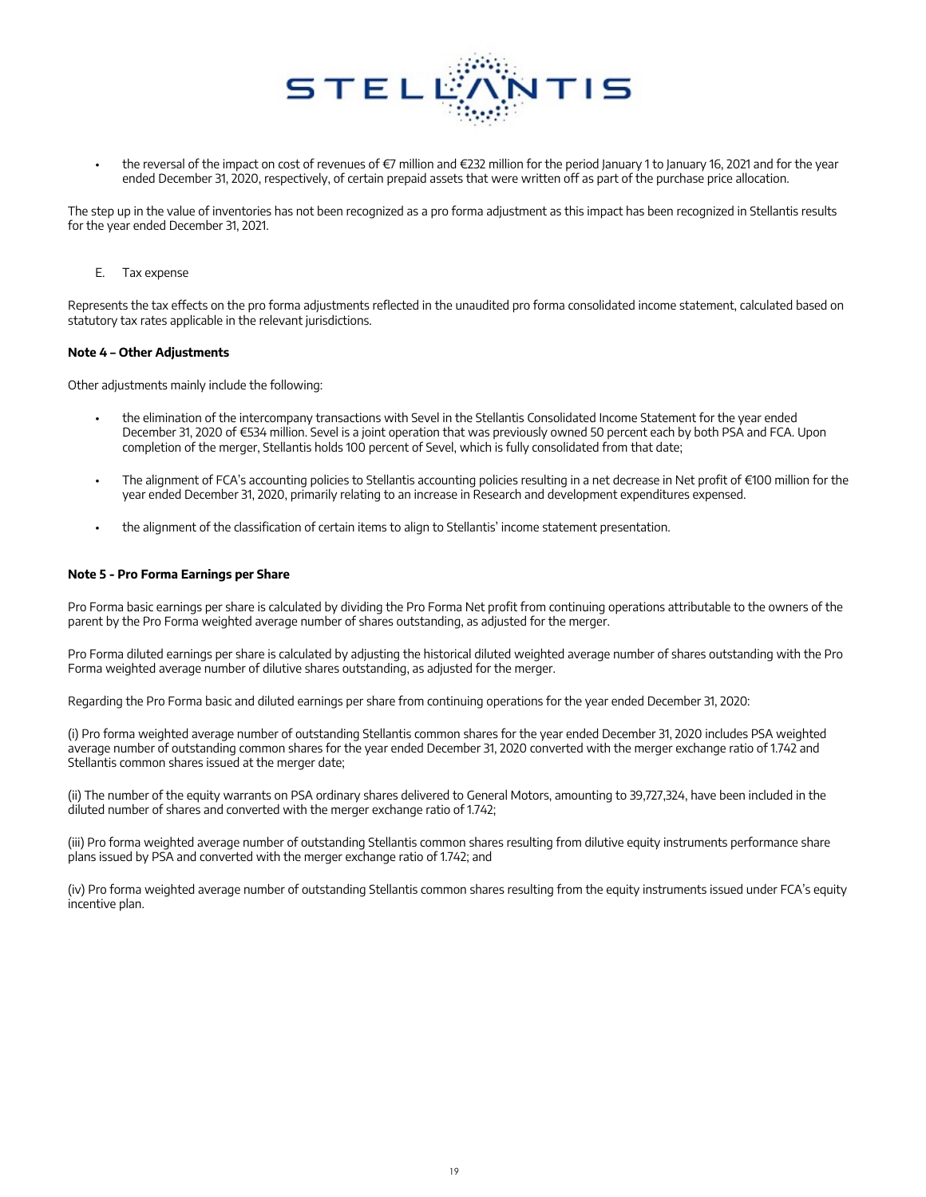- the reversal of the impact on cost of revenues of €7 million and €232 million for the period January 1 to January 16, 2021 and for the year ended December 31, 2020, respectively, of certain prepaid assets that were written off as part of the purchase price allocation.

The step up in the value of inventories has not been recognized as a pro forma adjustment as this impact has been recognized in Stellantis results for the year ended December 31, 2021.

E. Tax expense

Represents the tax effects on the pro forma adjustments reflected in the unaudited pro forma consolidated income statement, calculated based on statutory tax rates applicable in the relevant jurisdictions.

**Note 4 – Other Adjustments**

Other adjustments mainly include the following:

- the elimination of the intercompany transactions with Sevel in the Stellantis Consolidated Income Statement for the year ended December 31, 2020 of €534 million. Sevel is a joint operation that was previously owned 50 percent each by both PSA and FCA. Upon completion of the merger, Stellantis holds 100 percent of Sevel, which is fully consolidated from that date;
- The alignment of FCA's accounting policies to Stellantis accounting policies resulting in a net decrease in Net profit of €100 million for the year ended December 31, 2020, primarily relating to an increase in Research and development expenditures expensed.
- the alignment of the classification of certain items to align to Stellantis' income statement presentation.

**Note 5 - Pro Forma Earnings per Share**

Pro Forma basic earnings per share is calculated by dividing the Pro Forma Net profit from continuing operations attributable to the owners of the parent by the Pro Forma weighted average number of shares outstanding, as adjusted for the merger.

Pro Forma diluted earnings per share is calculated by adjusting the historical diluted weighted average number of shares outstanding with the Pro Forma weighted average number of dilutive shares outstanding, as adjusted for the merger.

Regarding the Pro Forma basic and diluted earnings per share from continuing operations for the year ended December 31, 2020:

(i) Pro forma weighted average number of outstanding Stellantis common shares for the year ended December 31, 2020 includes PSA weighted average number of outstanding common shares for the year ended December 31, 2020 converted with the merger exchange ratio of 1.742 and Stellantis common shares issued at the merger date;

(ii) The number of the equity warrants on PSA ordinary shares delivered to General Motors, amounting to 39,727,324, have been included in the diluted number of shares and converted with the merger exchange ratio of 1.742;

(iii) Pro forma weighted average number of outstanding Stellantis common shares resulting from dilutive equity instruments performance share plans issued by PSA and converted with the merger exchange ratio of 1.742; and

(iv) Pro forma weighted average number of outstanding Stellantis common shares resulting from the equity instruments issued under FCA's equity incentive plan.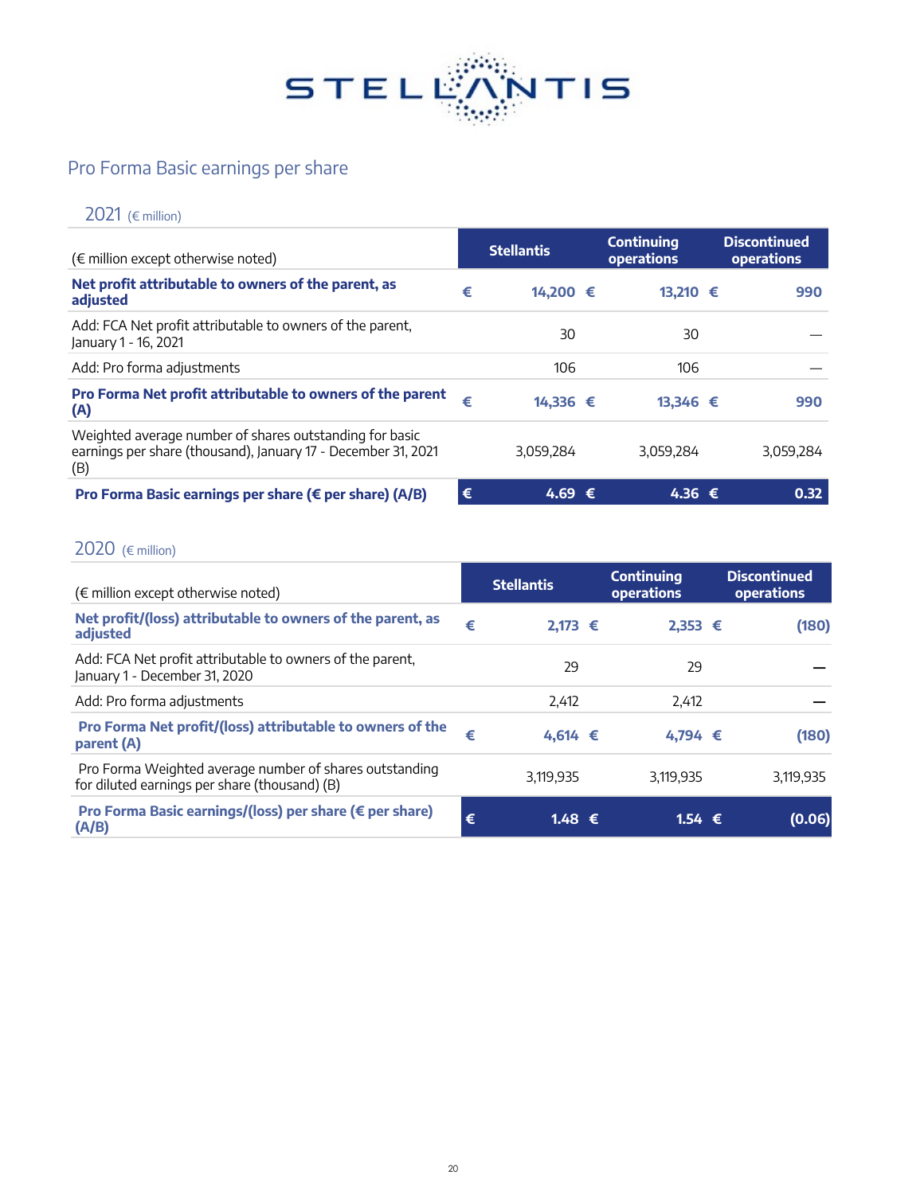## Pro Forma Basic earnings per share

### 2021 (€ million)

| (€ million except otherwise noted) | Stellantis | Continuing operations | Discontinued operations |
|---|---|---|---|
| **Net profit attributable to owners of the parent, as adjusted** | **€ 14,200** | **€ 13,210** | **€ 990** |
| Add: FCA Net profit attributable to owners of the parent, January 1 - 16, 2021 | 30 | 30 | — |
| Add: Pro forma adjustments | 106 | 106 | — |
| **Pro Forma Net profit attributable to owners of the parent (A)** | **€ 14,336** | **€ 13,346** | **€ 990** |
| Weighted average number of shares outstanding for basic earnings per share (thousand), January 17 - December 31, 2021 (B) | 3,059,284 | 3,059,284 | 3,059,284 |
| **Pro Forma Basic earnings per share (€ per share) (A/B)** | **€ 4.69** | **€ 4.36** | **€ 0.32** |

### 2020 (€ million)

| (€ million except otherwise noted) | Stellantis | Continuing operations | Discontinued operations |
|---|---|---|---|
| **Net profit/(loss) attributable to owners of the parent, as adjusted** | **€ 2,173** | **€ 2,353** | **€ (180)** |
| Add: FCA Net profit attributable to owners of the parent, January 1 - December 31, 2020 | 29 | 29 | — |
| Add: Pro forma adjustments | 2,412 | 2,412 | — |
| **Pro Forma Net profit/(loss) attributable to owners of the parent (A)** | **€ 4,614** | **€ 4,794** | **€ (180)** |
| Pro Forma Weighted average number of shares outstanding for diluted earnings per share (thousand) (B) | 3,119,935 | 3,119,935 | 3,119,935 |
| **Pro Forma Basic earnings/(loss) per share (€ per share) (A/B)** | **€ 1.48** | **€ 1.54** | **€ (0.06)** |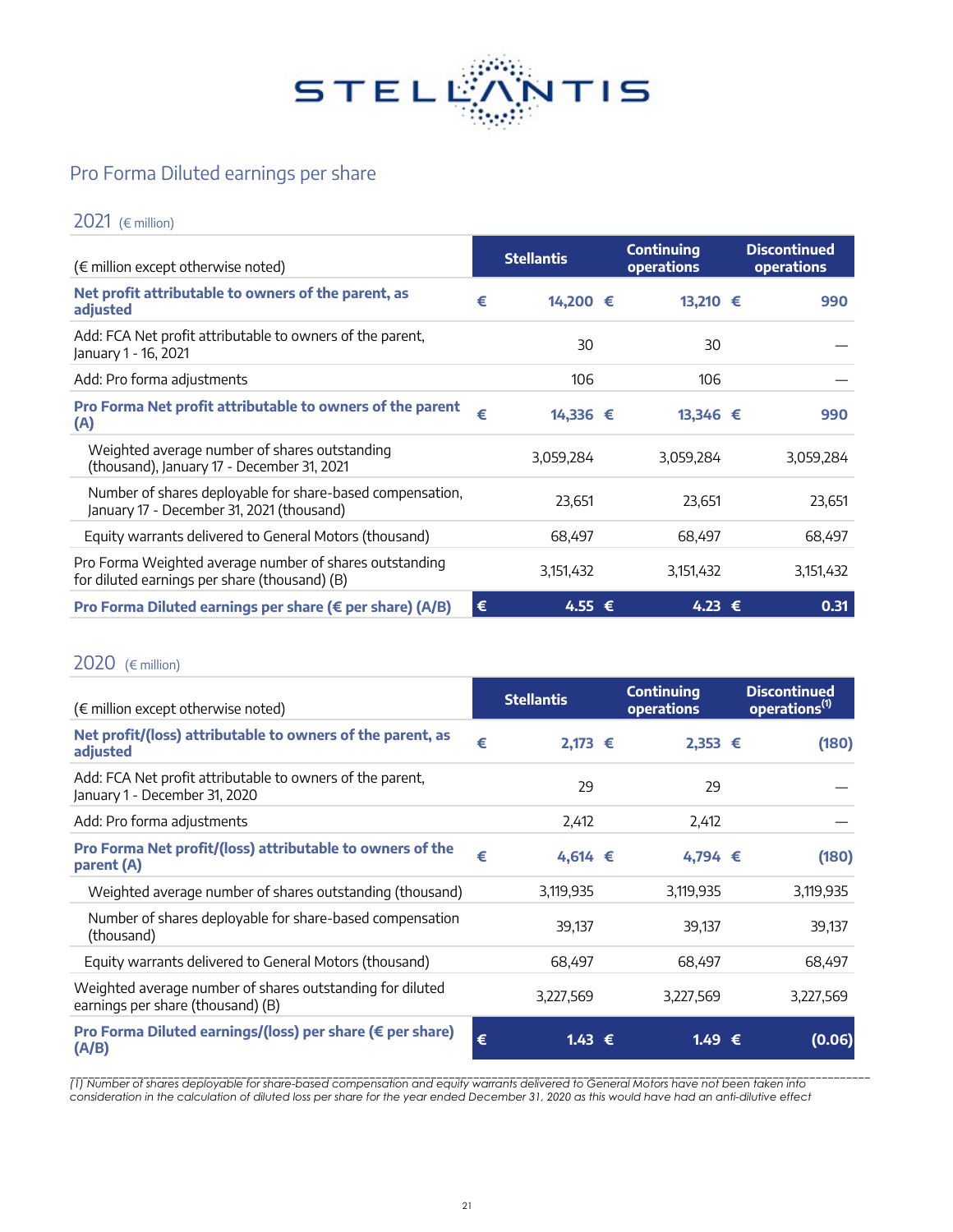## Pro Forma Diluted earnings per share

### 2021 (€ million)

| (€ million except otherwise noted) | Stellantis | Continuing operations | Discontinued operations |
|---|---|---|---|
| **Net profit attributable to owners of the parent, as adjusted** | € **14,200** | € **13,210** | € **990** |
| Add: FCA Net profit attributable to owners of the parent, January 1 - 16, 2021 | 30 | 30 | — |
| Add: Pro forma adjustments | 106 | 106 | — |
| **Pro Forma Net profit attributable to owners of the parent (A)** | € **14,336** | € **13,346** | € **990** |
| Weighted average number of shares outstanding (thousand), January 17 - December 31, 2021 | 3,059,284 | 3,059,284 | 3,059,284 |
| Number of shares deployable for share-based compensation, January 17 - December 31, 2021 (thousand) | 23,651 | 23,651 | 23,651 |
| Equity warrants delivered to General Motors (thousand) | 68,497 | 68,497 | 68,497 |
| Pro Forma Weighted average number of shares outstanding for diluted earnings per share (thousand) (B) | 3,151,432 | 3,151,432 | 3,151,432 |
| **Pro Forma Diluted earnings per share (€ per share) (A/B)** | € **4.55** | € **4.23** | € **0.31** |

### 2020 (€ million)

| (€ million except otherwise noted) | Stellantis | Continuing operations | Discontinued operations(1) |
|---|---|---|---|
| **Net profit/(loss) attributable to owners of the parent, as adjusted** | € **2,173** | € **2,353** | € **(180)** |
| Add: FCA Net profit attributable to owners of the parent, January 1 - December 31, 2020 | 29 | 29 | — |
| Add: Pro forma adjustments | 2,412 | 2,412 | — |
| **Pro Forma Net profit/(loss) attributable to owners of the parent (A)** | € **4,614** | € **4,794** | € **(180)** |
| Weighted average number of shares outstanding (thousand) | 3,119,935 | 3,119,935 | 3,119,935 |
| Number of shares deployable for share-based compensation (thousand) | 39,137 | 39,137 | 39,137 |
| Equity warrants delivered to General Motors (thousand) | 68,497 | 68,497 | 68,497 |
| Weighted average number of shares outstanding for diluted earnings per share (thousand) (B) | 3,227,569 | 3,227,569 | 3,227,569 |
| **Pro Forma Diluted earnings/(loss) per share (€ per share) (A/B)** | € **1.43** | € **1.49** | € **(0.06)** |

*(1) Number of shares deployable for share-based compensation and equity warrants delivered to General Motors have not been taken into consideration in the calculation of diluted loss per share for the year ended December 31, 2020 as this would have had an anti-dilutive effect*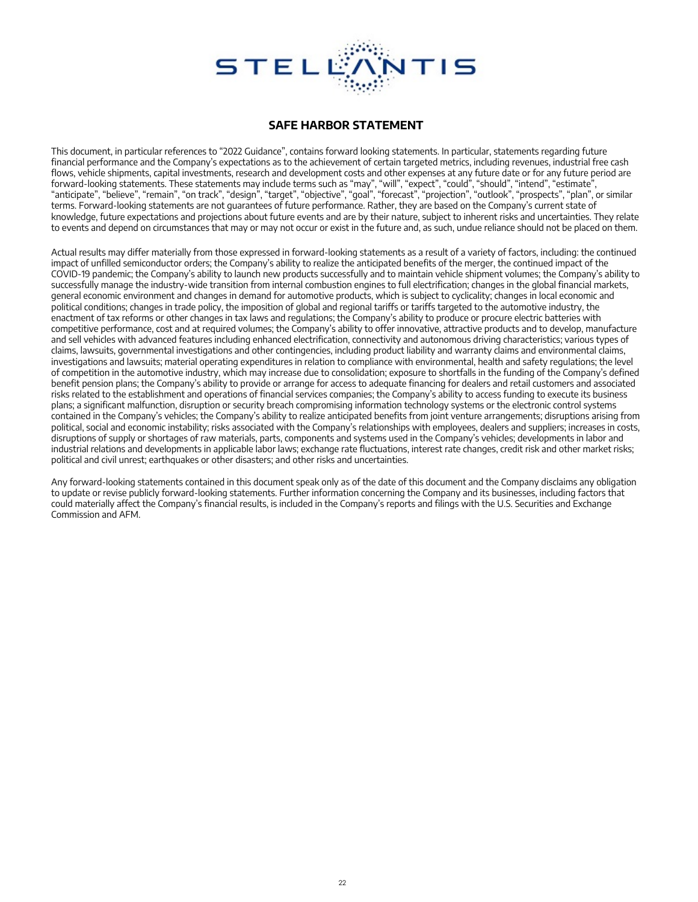# SAFE HARBOR STATEMENT

This document, in particular references to “2022 Guidance”, contains forward looking statements. In particular, statements regarding future financial performance and the Company’s expectations as to the achievement of certain targeted metrics, including revenues, industrial free cash flows, vehicle shipments, capital investments, research and development costs and other expenses at any future date or for any future period are forward-looking statements. These statements may include terms such as “may”, “will”, “expect”, “could”, “should”, “intend”, “estimate”, “anticipate”, “believe”, “remain”, “on track”, “design”, “target”, “objective”, “goal”, “forecast”, “projection”, “outlook”, “prospects”, “plan”, or similar terms. Forward-looking statements are not guarantees of future performance. Rather, they are based on the Company’s current state of knowledge, future expectations and projections about future events and are by their nature, subject to inherent risks and uncertainties. They relate to events and depend on circumstances that may or may not occur or exist in the future and, as such, undue reliance should not be placed on them.

Actual results may differ materially from those expressed in forward-looking statements as a result of a variety of factors, including: the continued impact of unfilled semiconductor orders; the Company’s ability to realize the anticipated benefits of the merger, the continued impact of the COVID-19 pandemic; the Company’s ability to launch new products successfully and to maintain vehicle shipment volumes; the Company’s ability to successfully manage the industry-wide transition from internal combustion engines to full electrification; changes in the global financial markets, general economic environment and changes in demand for automotive products, which is subject to cyclicality; changes in local economic and political conditions; changes in trade policy, the imposition of global and regional tariffs or tariffs targeted to the automotive industry, the enactment of tax reforms or other changes in tax laws and regulations; the Company’s ability to produce or procure electric batteries with competitive performance, cost and at required volumes; the Company’s ability to offer innovative, attractive products and to develop, manufacture and sell vehicles with advanced features including enhanced electrification, connectivity and autonomous driving characteristics; various types of claims, lawsuits, governmental investigations and other contingencies, including product liability and warranty claims and environmental claims, investigations and lawsuits; material operating expenditures in relation to compliance with environmental, health and safety regulations; the level of competition in the automotive industry, which may increase due to consolidation; exposure to shortfalls in the funding of the Company’s defined benefit pension plans; the Company’s ability to provide or arrange for access to adequate financing for dealers and retail customers and associated risks related to the establishment and operations of financial services companies; the Company’s ability to access funding to execute its business plans; a significant malfunction, disruption or security breach compromising information technology systems or the electronic control systems contained in the Company’s vehicles; the Company’s ability to realize anticipated benefits from joint venture arrangements; disruptions arising from political, social and economic instability; risks associated with the Company’s relationships with employees, dealers and suppliers; increases in costs, disruptions of supply or shortages of raw materials, parts, components and systems used in the Company’s vehicles; developments in labor and industrial relations and developments in applicable labor laws; exchange rate fluctuations, interest rate changes, credit risk and other market risks; political and civil unrest; earthquakes or other disasters; and other risks and uncertainties.

Any forward-looking statements contained in this document speak only as of the date of this document and the Company disclaims any obligation to update or revise publicly forward-looking statements. Further information concerning the Company and its businesses, including factors that could materially affect the Company’s financial results, is included in the Company’s reports and filings with the U.S. Securities and Exchange Commission and AFM.